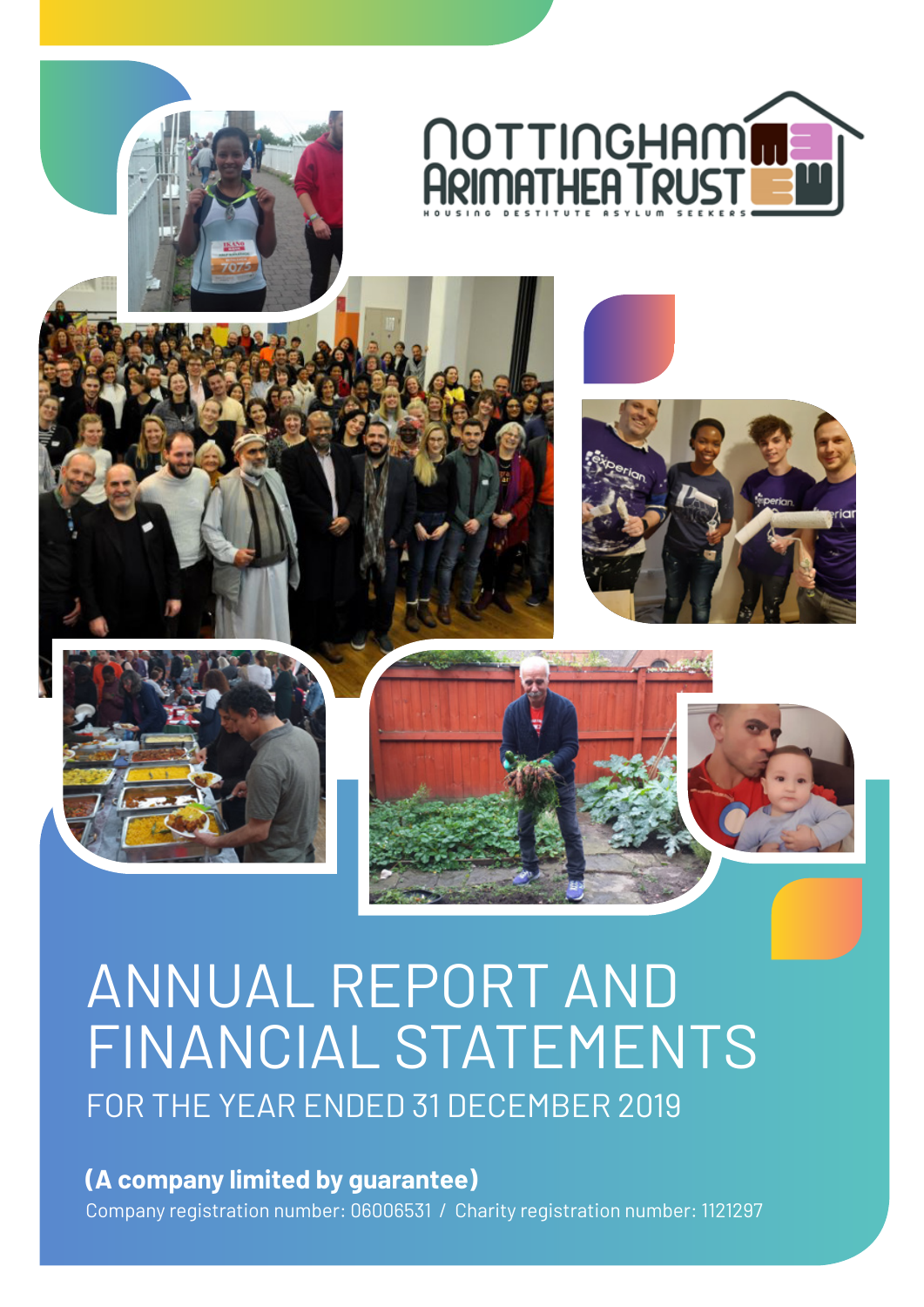# NOTTINGHAM ARIMATHEA TRUST

HOUSING DESTITUTE ASYLUM SEEKERS

# ANNUAL REPORT AND FINANCIAL STATEMENTS

## FOR THE YEAR ENDED 31 DECEMBER 2019

**(A company limited by guarantee)**

Company registration number: 06006531 / Charity registration number: 1121297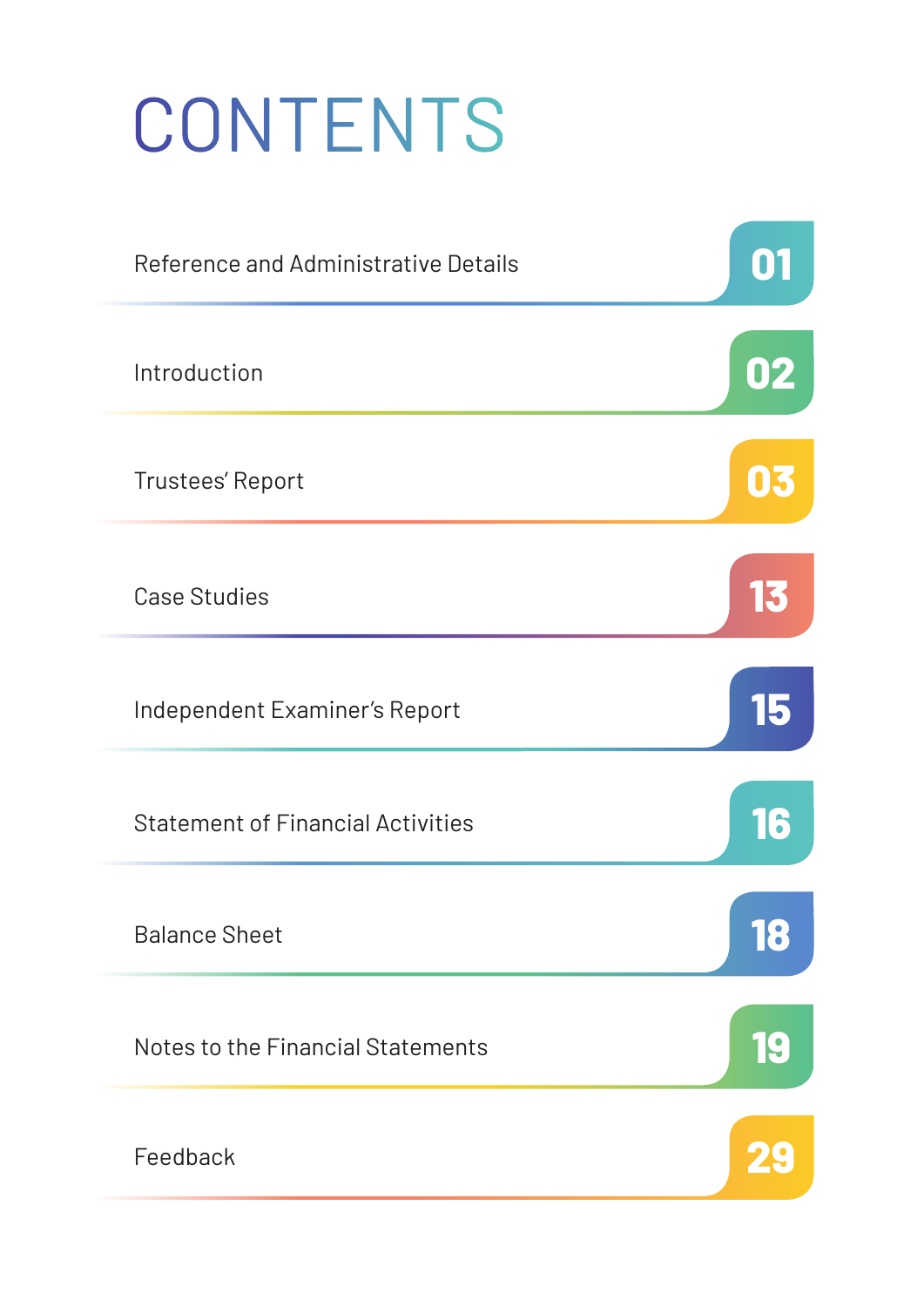# CONTENTS

| | |
|---|---|
| Reference and Administrative Details | 01 |
| Introduction | 02 |
| Trustees' Report | 03 |
| Case Studies | 13 |
| Independent Examiner's Report | 15 |
| Statement of Financial Activities | 16 |
| Balance Sheet | 18 |
| Notes to the Financial Statements | 19 |
| Feedback | 29 |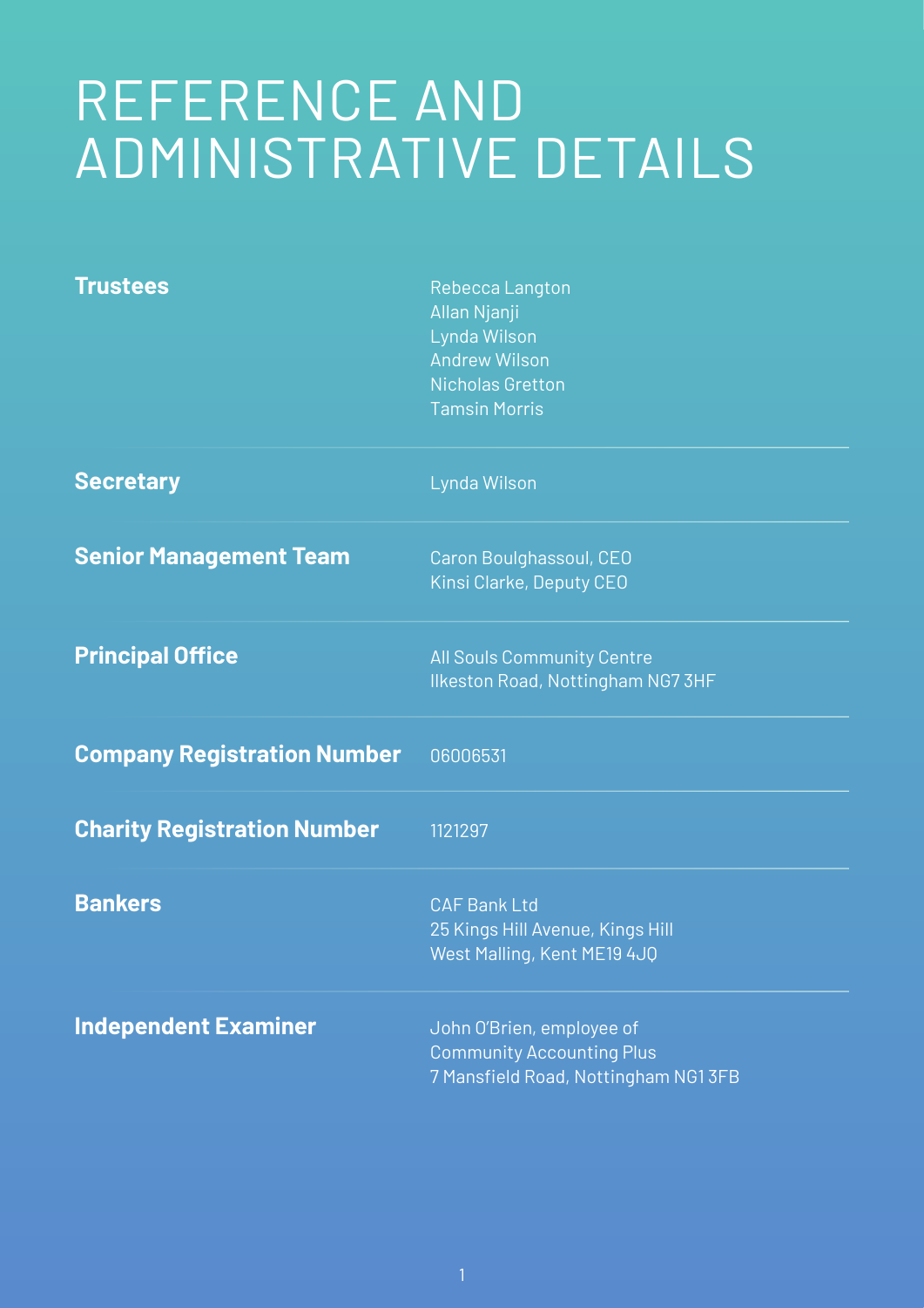# REFERENCE AND ADMINISTRATIVE DETAILS

| | |
|---|---|
| **Trustees** | Rebecca Langton<br>Allan Njanji<br>Lynda Wilson<br>Andrew Wilson<br>Nicholas Gretton<br>Tamsin Morris |
| **Secretary** | Lynda Wilson |
| **Senior Management Team** | Caron Boulghassoul, CEO<br>Kinsi Clarke, Deputy CEO |
| **Principal Office** | All Souls Community Centre<br>Ilkeston Road, Nottingham NG7 3HF |
| **Company Registration Number** | 06006531 |
| **Charity Registration Number** | 1121297 |
| **Bankers** | CAF Bank Ltd<br>25 Kings Hill Avenue, Kings Hill<br>West Malling, Kent ME19 4JQ |
| **Independent Examiner** | John O'Brien, employee of<br>Community Accounting Plus<br>7 Mansfield Road, Nottingham NG1 3FB |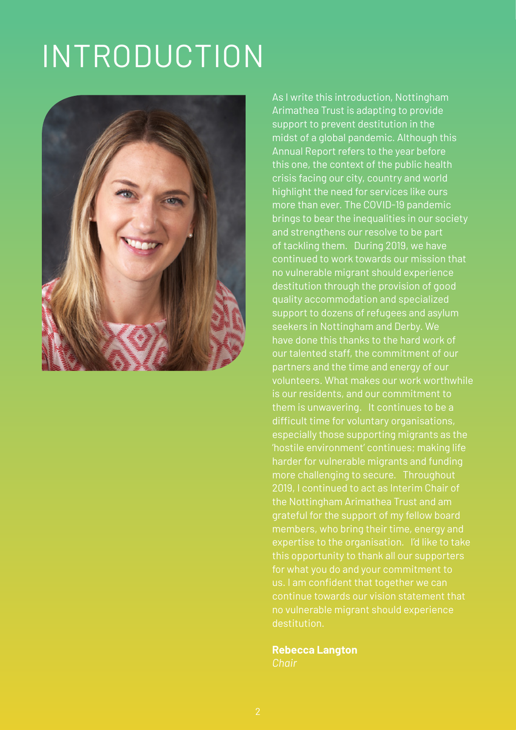# INTRODUCTION

As I write this introduction, Nottingham Arimathea Trust is adapting to provide support to prevent destitution in the midst of a global pandemic. Although this Annual Report refers to the year before this one, the context of the public health crisis facing our city, country and world highlight the need for services like ours more than ever. The COVID-19 pandemic brings to bear the inequalities in our society and strengthens our resolve to be part of tackling them. During 2019, we have continued to work towards our mission that no vulnerable migrant should experience destitution through the provision of good quality accommodation and specialized support to dozens of refugees and asylum seekers in Nottingham and Derby. We have done this thanks to the hard work of our talented staff, the commitment of our partners and the time and energy of our volunteers. What makes our work worthwhile is our residents, and our commitment to them is unwavering. It continues to be a difficult time for voluntary organisations, especially those supporting migrants as the 'hostile environment' continues; making life harder for vulnerable migrants and funding more challenging to secure. Throughout 2019, I continued to act as Interim Chair of the Nottingham Arimathea Trust and am grateful for the support of my fellow board members, who bring their time, energy and expertise to the organisation. I'd like to take this opportunity to thank all our supporters for what you do and your commitment to us. I am confident that together we can continue towards our vision statement that no vulnerable migrant should experience destitution.

**Rebecca Langton**
*Chair*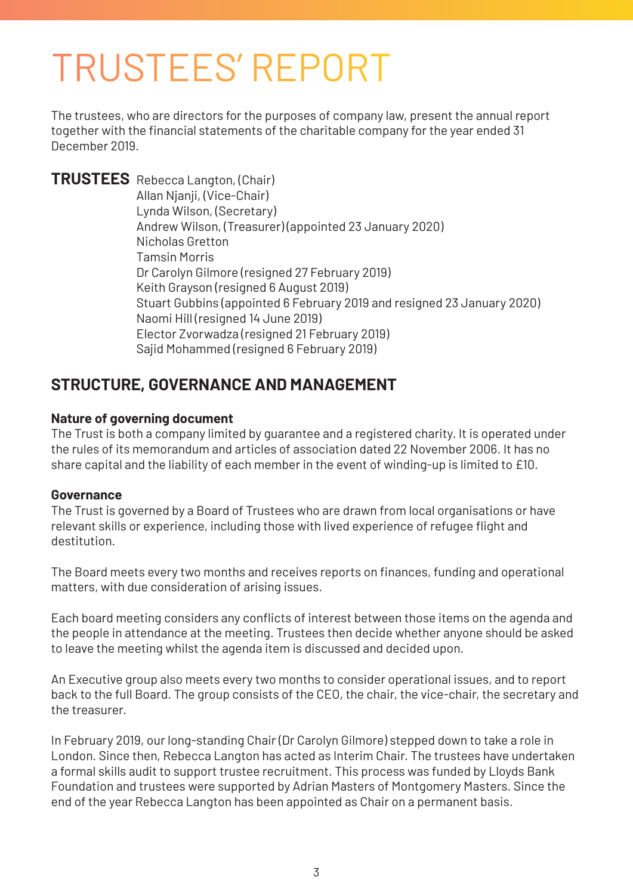# TRUSTEES' REPORT

The trustees, who are directors for the purposes of company law, present the annual report together with the financial statements of the charitable company for the year ended 31 December 2019.

**TRUSTEES**

Rebecca Langton, (Chair)
Allan Njanji, (Vice-Chair)
Lynda Wilson, (Secretary)
Andrew Wilson, (Treasurer) (appointed 23 January 2020)
Nicholas Gretton
Tamsin Morris
Dr Carolyn Gilmore (resigned 27 February 2019)
Keith Grayson (resigned 6 August 2019)
Stuart Gubbins (appointed 6 February 2019 and resigned 23 January 2020)
Naomi Hill (resigned 14 June 2019)
Elector Zvorwadza (resigned 21 February 2019)
Sajid Mohammed (resigned 6 February 2019)

## STRUCTURE, GOVERNANCE AND MANAGEMENT

**Nature of governing document**

The Trust is both a company limited by guarantee and a registered charity. It is operated under the rules of its memorandum and articles of association dated 22 November 2006. It has no share capital and the liability of each member in the event of winding-up is limited to £10.

**Governance**

The Trust is governed by a Board of Trustees who are drawn from local organisations or have relevant skills or experience, including those with lived experience of refugee flight and destitution.

The Board meets every two months and receives reports on finances, funding and operational matters, with due consideration of arising issues.

Each board meeting considers any conflicts of interest between those items on the agenda and the people in attendance at the meeting. Trustees then decide whether anyone should be asked to leave the meeting whilst the agenda item is discussed and decided upon.

An Executive group also meets every two months to consider operational issues, and to report back to the full Board. The group consists of the CEO, the chair, the vice-chair, the secretary and the treasurer.

In February 2019, our long-standing Chair (Dr Carolyn Gilmore) stepped down to take a role in London. Since then, Rebecca Langton has acted as Interim Chair. The trustees have undertaken a formal skills audit to support trustee recruitment. This process was funded by Lloyds Bank Foundation and trustees were supported by Adrian Masters of Montgomery Masters. Since the end of the year Rebecca Langton has been appointed as Chair on a permanent basis.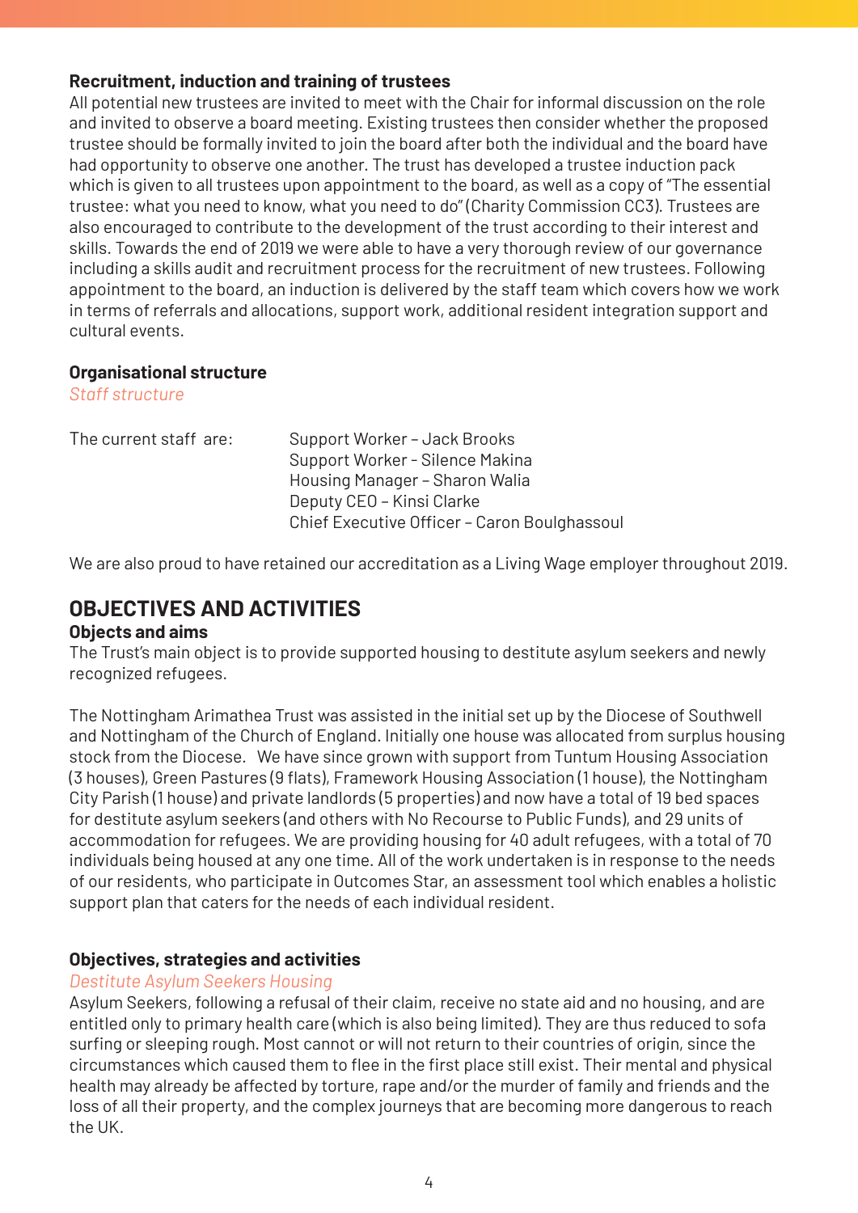**Recruitment, induction and training of trustees**

All potential new trustees are invited to meet with the Chair for informal discussion on the role and invited to observe a board meeting. Existing trustees then consider whether the proposed trustee should be formally invited to join the board after both the individual and the board have had opportunity to observe one another. The trust has developed a trustee induction pack which is given to all trustees upon appointment to the board, as well as a copy of "The essential trustee: what you need to know, what you need to do" (Charity Commission CC3). Trustees are also encouraged to contribute to the development of the trust according to their interest and skills. Towards the end of 2019 we were able to have a very thorough review of our governance including a skills audit and recruitment process for the recruitment of new trustees. Following appointment to the board, an induction is delivered by the staff team which covers how we work in terms of referrals and allocations, support work, additional resident integration support and cultural events.

**Organisational structure**

*Staff structure*

The current staff are:

- Support Worker – Jack Brooks
- Support Worker - Silence Makina
- Housing Manager – Sharon Walia
- Deputy CEO – Kinsi Clarke
- Chief Executive Officer – Caron Boulghassoul

We are also proud to have retained our accreditation as a Living Wage employer throughout 2019.

## OBJECTIVES AND ACTIVITIES

**Objects and aims**

The Trust's main object is to provide supported housing to destitute asylum seekers and newly recognized refugees.

The Nottingham Arimathea Trust was assisted in the initial set up by the Diocese of Southwell and Nottingham of the Church of England. Initially one house was allocated from surplus housing stock from the Diocese. We have since grown with support from Tuntum Housing Association (3 houses), Green Pastures (9 flats), Framework Housing Association (1 house), the Nottingham City Parish (1 house) and private landlords (5 properties) and now have a total of 19 bed spaces for destitute asylum seekers (and others with No Recourse to Public Funds), and 29 units of accommodation for refugees. We are providing housing for 40 adult refugees, with a total of 70 individuals being housed at any one time. All of the work undertaken is in response to the needs of our residents, who participate in Outcomes Star, an assessment tool which enables a holistic support plan that caters for the needs of each individual resident.

**Objectives, strategies and activities**

*Destitute Asylum Seekers Housing*

Asylum Seekers, following a refusal of their claim, receive no state aid and no housing, and are entitled only to primary health care (which is also being limited). They are thus reduced to sofa surfing or sleeping rough. Most cannot or will not return to their countries of origin, since the circumstances which caused them to flee in the first place still exist. Their mental and physical health may already be affected by torture, rape and/or the murder of family and friends and the loss of all their property, and the complex journeys that are becoming more dangerous to reach the UK.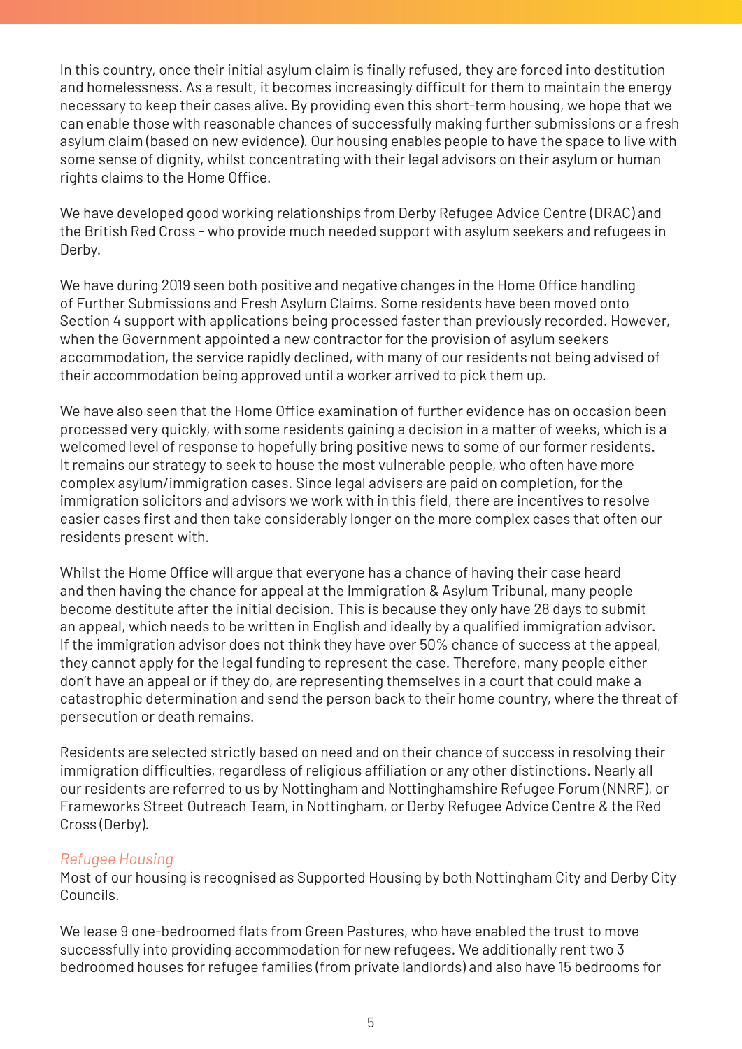In this country, once their initial asylum claim is finally refused, they are forced into destitution and homelessness. As a result, it becomes increasingly difficult for them to maintain the energy necessary to keep their cases alive. By providing even this short-term housing, we hope that we can enable those with reasonable chances of successfully making further submissions or a fresh asylum claim (based on new evidence). Our housing enables people to have the space to live with some sense of dignity, whilst concentrating with their legal advisors on their asylum or human rights claims to the Home Office.

We have developed good working relationships from Derby Refugee Advice Centre (DRAC) and the British Red Cross - who provide much needed support with asylum seekers and refugees in Derby.

We have during 2019 seen both positive and negative changes in the Home Office handling of Further Submissions and Fresh Asylum Claims. Some residents have been moved onto Section 4 support with applications being processed faster than previously recorded. However, when the Government appointed a new contractor for the provision of asylum seekers accommodation, the service rapidly declined, with many of our residents not being advised of their accommodation being approved until a worker arrived to pick them up.

We have also seen that the Home Office examination of further evidence has on occasion been processed very quickly, with some residents gaining a decision in a matter of weeks, which is a welcomed level of response to hopefully bring positive news to some of our former residents. It remains our strategy to seek to house the most vulnerable people, who often have more complex asylum/immigration cases. Since legal advisers are paid on completion, for the immigration solicitors and advisors we work with in this field, there are incentives to resolve easier cases first and then take considerably longer on the more complex cases that often our residents present with.

Whilst the Home Office will argue that everyone has a chance of having their case heard and then having the chance for appeal at the Immigration & Asylum Tribunal, many people become destitute after the initial decision. This is because they only have 28 days to submit an appeal, which needs to be written in English and ideally by a qualified immigration advisor. If the immigration advisor does not think they have over 50% chance of success at the appeal, they cannot apply for the legal funding to represent the case. Therefore, many people either don't have an appeal or if they do, are representing themselves in a court that could make a catastrophic determination and send the person back to their home country, where the threat of persecution or death remains.

Residents are selected strictly based on need and on their chance of success in resolving their immigration difficulties, regardless of religious affiliation or any other distinctions. Nearly all our residents are referred to us by Nottingham and Nottinghamshire Refugee Forum (NNRF), or Frameworks Street Outreach Team, in Nottingham, or Derby Refugee Advice Centre & the Red Cross (Derby).

### *Refugee Housing*

Most of our housing is recognised as Supported Housing by both Nottingham City and Derby City Councils.

We lease 9 one-bedroomed flats from Green Pastures, who have enabled the trust to move successfully into providing accommodation for new refugees. We additionally rent two 3 bedroomed houses for refugee families (from private landlords) and also have 15 bedrooms for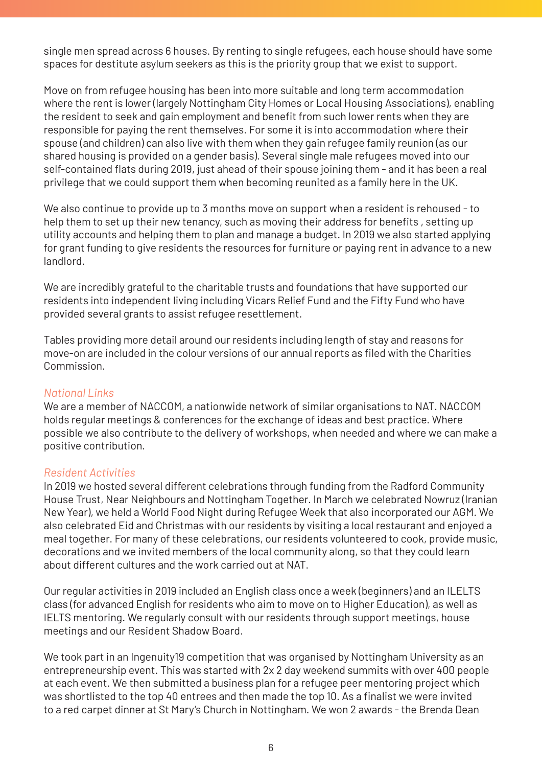single men spread across 6 houses. By renting to single refugees, each house should have some spaces for destitute asylum seekers as this is the priority group that we exist to support.

Move on from refugee housing has been into more suitable and long term accommodation where the rent is lower (largely Nottingham City Homes or Local Housing Associations), enabling the resident to seek and gain employment and benefit from such lower rents when they are responsible for paying the rent themselves. For some it is into accommodation where their spouse (and children) can also live with them when they gain refugee family reunion (as our shared housing is provided on a gender basis). Several single male refugees moved into our self-contained flats during 2019, just ahead of their spouse joining them - and it has been a real privilege that we could support them when becoming reunited as a family here in the UK.

We also continue to provide up to 3 months move on support when a resident is rehoused - to help them to set up their new tenancy, such as moving their address for benefits , setting up utility accounts and helping them to plan and manage a budget. In 2019 we also started applying for grant funding to give residents the resources for furniture or paying rent in advance to a new landlord.

We are incredibly grateful to the charitable trusts and foundations that have supported our residents into independent living including Vicars Relief Fund and the Fifty Fund who have provided several grants to assist refugee resettlement.

Tables providing more detail around our residents including length of stay and reasons for move-on are included in the colour versions of our annual reports as filed with the Charities Commission.

*National Links*

We are a member of NACCOM, a nationwide network of similar organisations to NAT. NACCOM holds regular meetings & conferences for the exchange of ideas and best practice. Where possible we also contribute to the delivery of workshops, when needed and where we can make a positive contribution.

*Resident Activities*

In 2019 we hosted several different celebrations through funding from the Radford Community House Trust, Near Neighbours and Nottingham Together. In March we celebrated Nowruz (Iranian New Year), we held a World Food Night during Refugee Week that also incorporated our AGM. We also celebrated Eid and Christmas with our residents by visiting a local restaurant and enjoyed a meal together. For many of these celebrations, our residents volunteered to cook, provide music, decorations and we invited members of the local community along, so that they could learn about different cultures and the work carried out at NAT.

Our regular activities in 2019 included an English class once a week (beginners) and an ILELTS class (for advanced English for residents who aim to move on to Higher Education), as well as IELTS mentoring. We regularly consult with our residents through support meetings, house meetings and our Resident Shadow Board.

We took part in an Ingenuity19 competition that was organised by Nottingham University as an entrepreneurship event. This was started with 2x 2 day weekend summits with over 400 people at each event. We then submitted a business plan for a refugee peer mentoring project which was shortlisted to the top 40 entrees and then made the top 10. As a finalist we were invited to a red carpet dinner at St Mary's Church in Nottingham. We won 2 awards - the Brenda Dean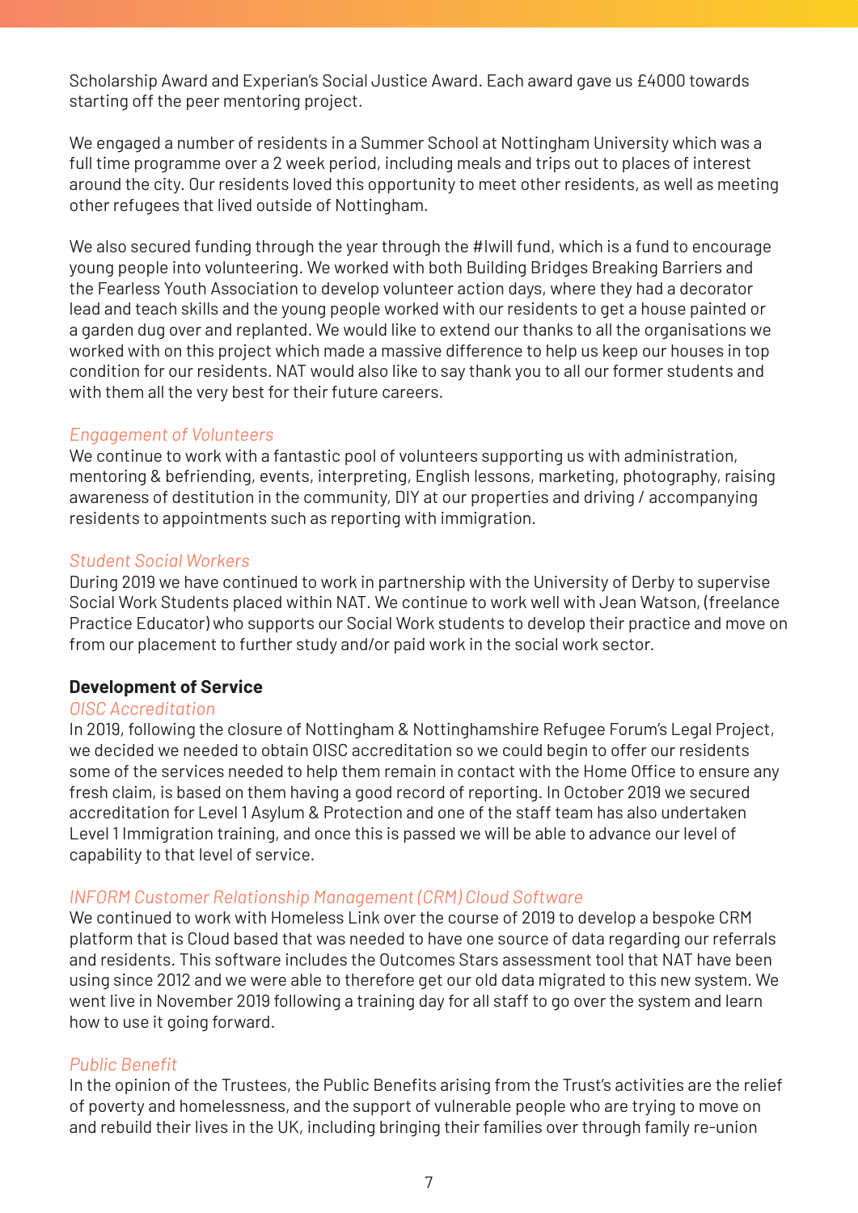Scholarship Award and Experian's Social Justice Award. Each award gave us £4000 towards starting off the peer mentoring project.

We engaged a number of residents in a Summer School at Nottingham University which was a full time programme over a 2 week period, including meals and trips out to places of interest around the city. Our residents loved this opportunity to meet other residents, as well as meeting other refugees that lived outside of Nottingham.

We also secured funding through the year through the #Iwill fund, which is a fund to encourage young people into volunteering. We worked with both Building Bridges Breaking Barriers and the Fearless Youth Association to develop volunteer action days, where they had a decorator lead and teach skills and the young people worked with our residents to get a house painted or a garden dug over and replanted. We would like to extend our thanks to all the organisations we worked with on this project which made a massive difference to help us keep our houses in top condition for our residents. NAT would also like to say thank you to all our former students and with them all the very best for their future careers.

*Engagement of Volunteers*

We continue to work with a fantastic pool of volunteers supporting us with administration, mentoring & befriending, events, interpreting, English lessons, marketing, photography, raising awareness of destitution in the community, DIY at our properties and driving / accompanying residents to appointments such as reporting with immigration.

*Student Social Workers*

During 2019 we have continued to work in partnership with the University of Derby to supervise Social Work Students placed within NAT. We continue to work well with Jean Watson, (freelance Practice Educator) who supports our Social Work students to develop their practice and move on from our placement to further study and/or paid work in the social work sector.

**Development of Service**

*OISC Accreditation*

In 2019, following the closure of Nottingham & Nottinghamshire Refugee Forum's Legal Project, we decided we needed to obtain OISC accreditation so we could begin to offer our residents some of the services needed to help them remain in contact with the Home Office to ensure any fresh claim, is based on them having a good record of reporting. In October 2019 we secured accreditation for Level 1 Asylum & Protection and one of the staff team has also undertaken Level 1 Immigration training, and once this is passed we will be able to advance our level of capability to that level of service.

*INFORM Customer Relationship Management (CRM) Cloud Software*

We continued to work with Homeless Link over the course of 2019 to develop a bespoke CRM platform that is Cloud based that was needed to have one source of data regarding our referrals and residents. This software includes the Outcomes Stars assessment tool that NAT have been using since 2012 and we were able to therefore get our old data migrated to this new system. We went live in November 2019 following a training day for all staff to go over the system and learn how to use it going forward.

*Public Benefit*

In the opinion of the Trustees, the Public Benefits arising from the Trust's activities are the relief of poverty and homelessness, and the support of vulnerable people who are trying to move on and rebuild their lives in the UK, including bringing their families over through family re-union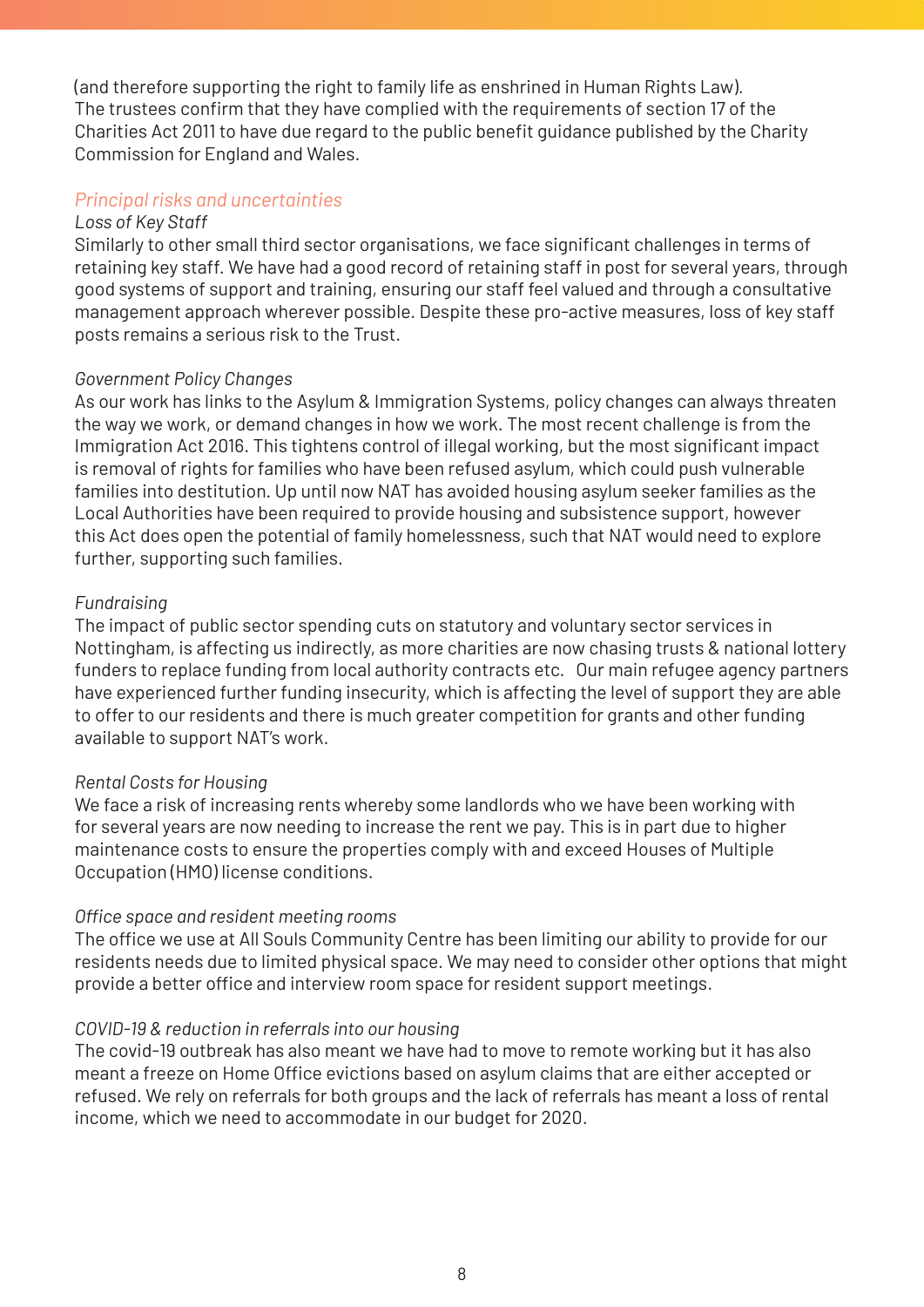(and therefore supporting the right to family life as enshrined in Human Rights Law).
The trustees confirm that they have complied with the requirements of section 17 of the Charities Act 2011 to have due regard to the public benefit guidance published by the Charity Commission for England and Wales.

## *Principal risks and uncertainties*

*Loss of Key Staff*

Similarly to other small third sector organisations, we face significant challenges in terms of retaining key staff. We have had a good record of retaining staff in post for several years, through good systems of support and training, ensuring our staff feel valued and through a consultative management approach wherever possible. Despite these pro-active measures, loss of key staff posts remains a serious risk to the Trust.

*Government Policy Changes*

As our work has links to the Asylum & Immigration Systems, policy changes can always threaten the way we work, or demand changes in how we work. The most recent challenge is from the Immigration Act 2016. This tightens control of illegal working, but the most significant impact is removal of rights for families who have been refused asylum, which could push vulnerable families into destitution. Up until now NAT has avoided housing asylum seeker families as the Local Authorities have been required to provide housing and subsistence support, however this Act does open the potential of family homelessness, such that NAT would need to explore further, supporting such families.

*Fundraising*

The impact of public sector spending cuts on statutory and voluntary sector services in Nottingham, is affecting us indirectly, as more charities are now chasing trusts & national lottery funders to replace funding from local authority contracts etc. Our main refugee agency partners have experienced further funding insecurity, which is affecting the level of support they are able to offer to our residents and there is much greater competition for grants and other funding available to support NAT's work.

*Rental Costs for Housing*

We face a risk of increasing rents whereby some landlords who we have been working with for several years are now needing to increase the rent we pay. This is in part due to higher maintenance costs to ensure the properties comply with and exceed Houses of Multiple Occupation (HMO) license conditions.

*Office space and resident meeting rooms*

The office we use at All Souls Community Centre has been limiting our ability to provide for our residents needs due to limited physical space. We may need to consider other options that might provide a better office and interview room space for resident support meetings.

*COVID-19 & reduction in referrals into our housing*

The covid-19 outbreak has also meant we have had to move to remote working but it has also meant a freeze on Home Office evictions based on asylum claims that are either accepted or refused. We rely on referrals for both groups and the lack of referrals has meant a loss of rental income, which we need to accommodate in our budget for 2020.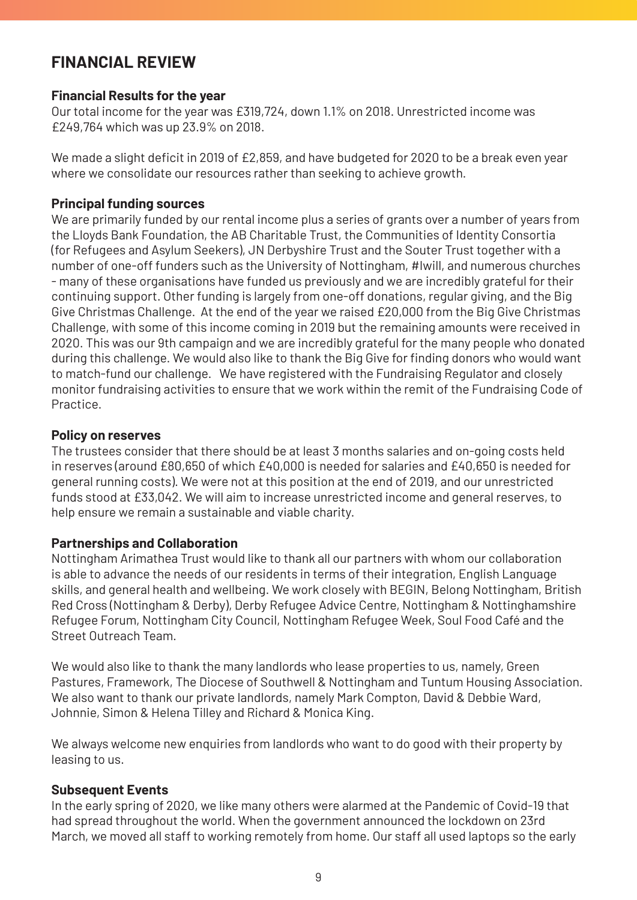# FINANCIAL REVIEW

### Financial Results for the year

Our total income for the year was £319,724, down 1.1% on 2018. Unrestricted income was £249,764 which was up 23.9% on 2018.

We made a slight deficit in 2019 of £2,859, and have budgeted for 2020 to be a break even year where we consolidate our resources rather than seeking to achieve growth.

### Principal funding sources

We are primarily funded by our rental income plus a series of grants over a number of years from the Lloyds Bank Foundation, the AB Charitable Trust, the Communities of Identity Consortia (for Refugees and Asylum Seekers), JN Derbyshire Trust and the Souter Trust together with a number of one-off funders such as the University of Nottingham, #Iwill, and numerous churches - many of these organisations have funded us previously and we are incredibly grateful for their continuing support. Other funding is largely from one-off donations, regular giving, and the Big Give Christmas Challenge. At the end of the year we raised £20,000 from the Big Give Christmas Challenge, with some of this income coming in 2019 but the remaining amounts were received in 2020. This was our 9th campaign and we are incredibly grateful for the many people who donated during this challenge. We would also like to thank the Big Give for finding donors who would want to match-fund our challenge. We have registered with the Fundraising Regulator and closely monitor fundraising activities to ensure that we work within the remit of the Fundraising Code of Practice.

### Policy on reserves

The trustees consider that there should be at least 3 months salaries and on-going costs held in reserves (around £80,650 of which £40,000 is needed for salaries and £40,650 is needed for general running costs). We were not at this position at the end of 2019, and our unrestricted funds stood at £33,042. We will aim to increase unrestricted income and general reserves, to help ensure we remain a sustainable and viable charity.

### Partnerships and Collaboration

Nottingham Arimathea Trust would like to thank all our partners with whom our collaboration is able to advance the needs of our residents in terms of their integration, English Language skills, and general health and wellbeing. We work closely with BEGIN, Belong Nottingham, British Red Cross (Nottingham & Derby), Derby Refugee Advice Centre, Nottingham & Nottinghamshire Refugee Forum, Nottingham City Council, Nottingham Refugee Week, Soul Food Café and the Street Outreach Team.

We would also like to thank the many landlords who lease properties to us, namely, Green Pastures, Framework, The Diocese of Southwell & Nottingham and Tuntum Housing Association. We also want to thank our private landlords, namely Mark Compton, David & Debbie Ward, Johnnie, Simon & Helena Tilley and Richard & Monica King.

We always welcome new enquiries from landlords who want to do good with their property by leasing to us.

### Subsequent Events

In the early spring of 2020, we like many others were alarmed at the Pandemic of Covid-19 that had spread throughout the world. When the government announced the lockdown on 23rd March, we moved all staff to working remotely from home. Our staff all used laptops so the early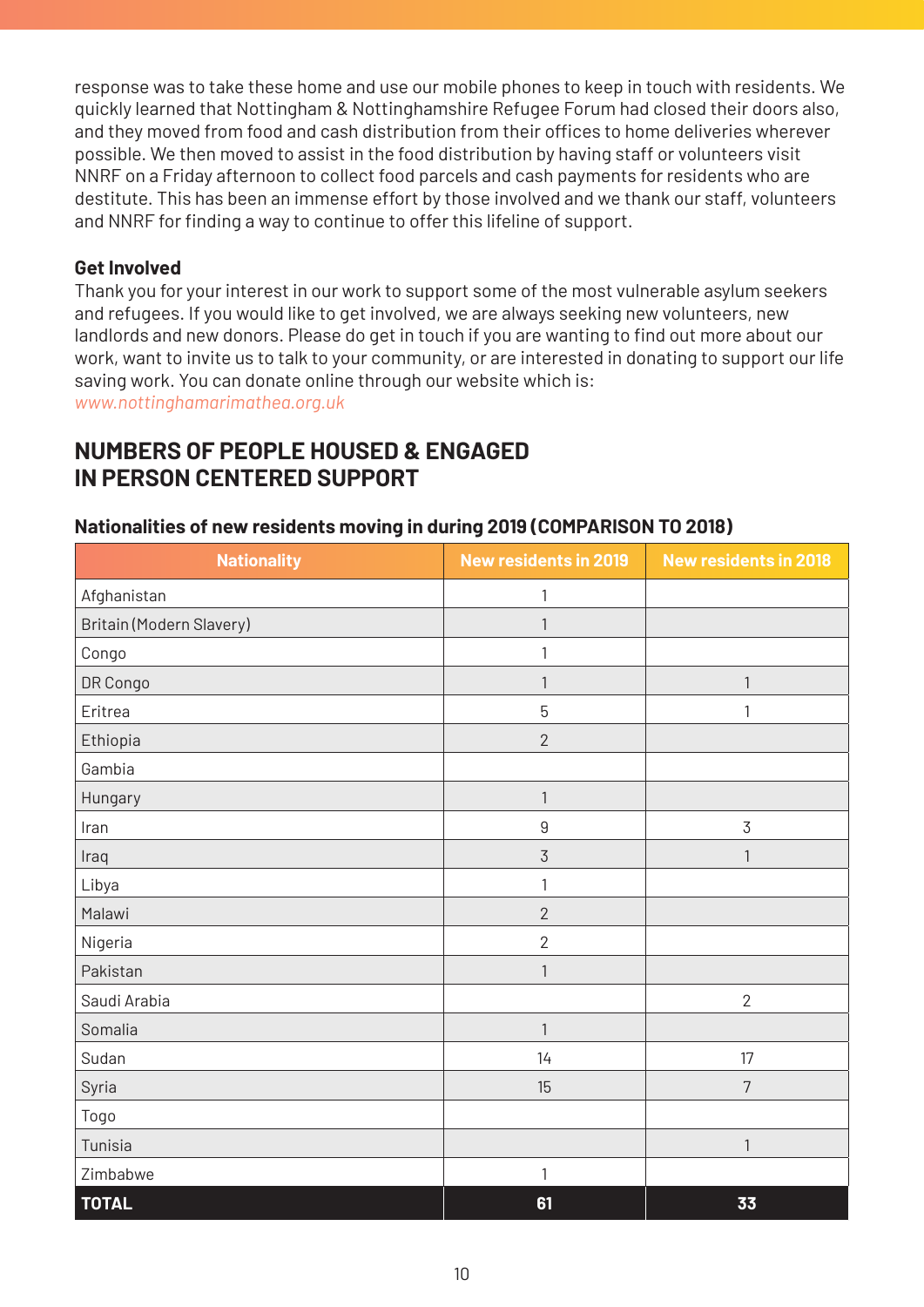response was to take these home and use our mobile phones to keep in touch with residents. We quickly learned that Nottingham & Nottinghamshire Refugee Forum had closed their doors also, and they moved from food and cash distribution from their offices to home deliveries wherever possible. We then moved to assist in the food distribution by having staff or volunteers visit NNRF on a Friday afternoon to collect food parcels and cash payments for residents who are destitute. This has been an immense effort by those involved and we thank our staff, volunteers and NNRF for finding a way to continue to offer this lifeline of support.

### Get Involved

Thank you for your interest in our work to support some of the most vulnerable asylum seekers and refugees. If you would like to get involved, we are always seeking new volunteers, new landlords and new donors. Please do get in touch if you are wanting to find out more about our work, want to invite us to talk to your community, or are interested in donating to support our life saving work. You can donate online through our website which is:
*www.nottinghamarimathea.org.uk*

## NUMBERS OF PEOPLE HOUSED & ENGAGED IN PERSON CENTERED SUPPORT

**Nationalities of new residents moving in during 2019 (COMPARISON TO 2018)**

| Nationality | New residents in 2019 | New residents in 2018 |
|---|---|---|
| Afghanistan | 1 | |
| Britain (Modern Slavery) | 1 | |
| Congo | 1 | |
| DR Congo | 1 | 1 |
| Eritrea | 5 | 1 |
| Ethiopia | 2 | |
| Gambia | | |
| Hungary | 1 | |
| Iran | 9 | 3 |
| Iraq | 3 | 1 |
| Libya | 1 | |
| Malawi | 2 | |
| Nigeria | 2 | |
| Pakistan | 1 | |
| Saudi Arabia | | 2 |
| Somalia | 1 | |
| Sudan | 14 | 17 |
| Syria | 15 | 7 |
| Togo | | |
| Tunisia | | 1 |
| Zimbabwe | 1 | |
| **TOTAL** | **61** | **33** |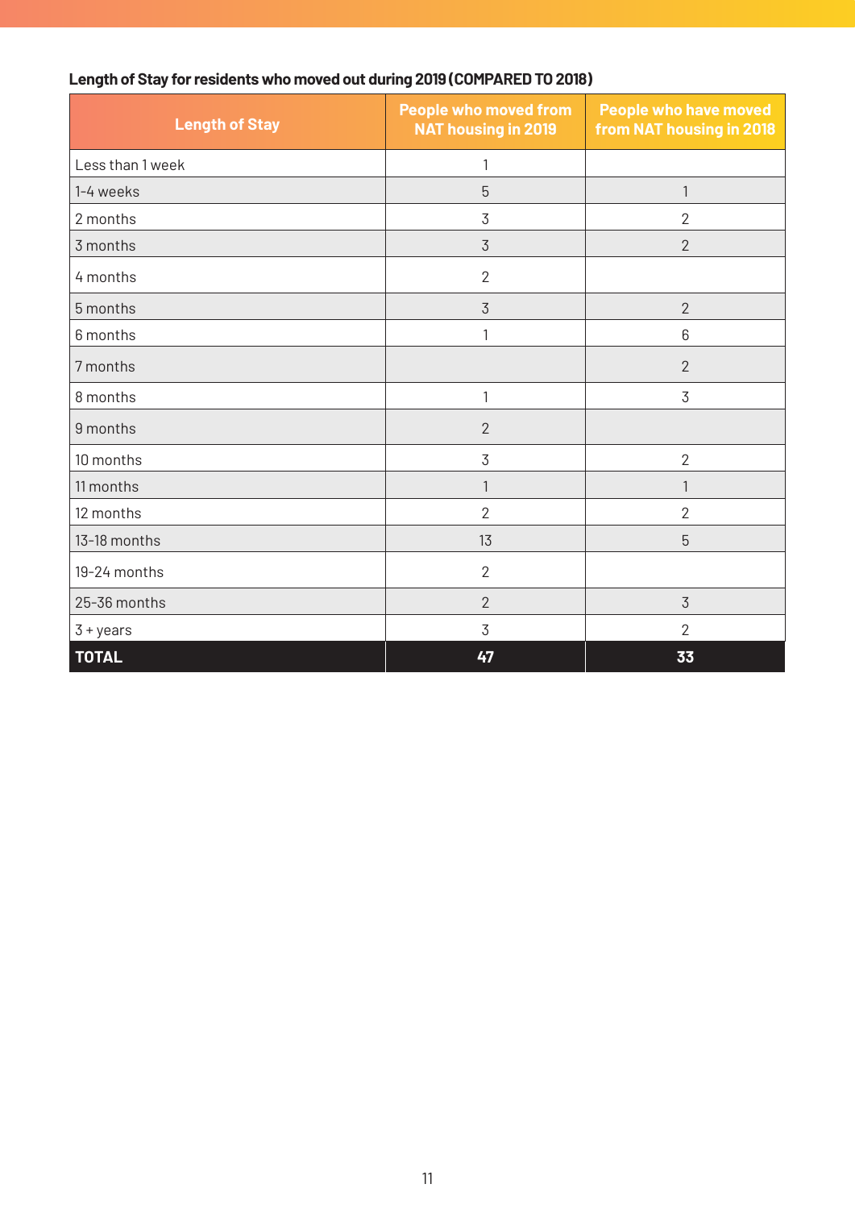**Length of Stay for residents who moved out during 2019 (COMPARED TO 2018)**

| Length of Stay | People who moved from NAT housing in 2019 | People who have moved from NAT housing in 2018 |
|---|---|---|
| Less than 1 week | 1 | |
| 1-4 weeks | 5 | 1 |
| 2 months | 3 | 2 |
| 3 months | 3 | 2 |
| 4 months | 2 | |
| 5 months | 3 | 2 |
| 6 months | 1 | 6 |
| 7 months | | 2 |
| 8 months | 1 | 3 |
| 9 months | 2 | |
| 10 months | 3 | 2 |
| 11 months | 1 | 1 |
| 12 months | 2 | 2 |
| 13-18 months | 13 | 5 |
| 19-24 months | 2 | |
| 25-36 months | 2 | 3 |
| 3 + years | 3 | 2 |
| **TOTAL** | **47** | **33** |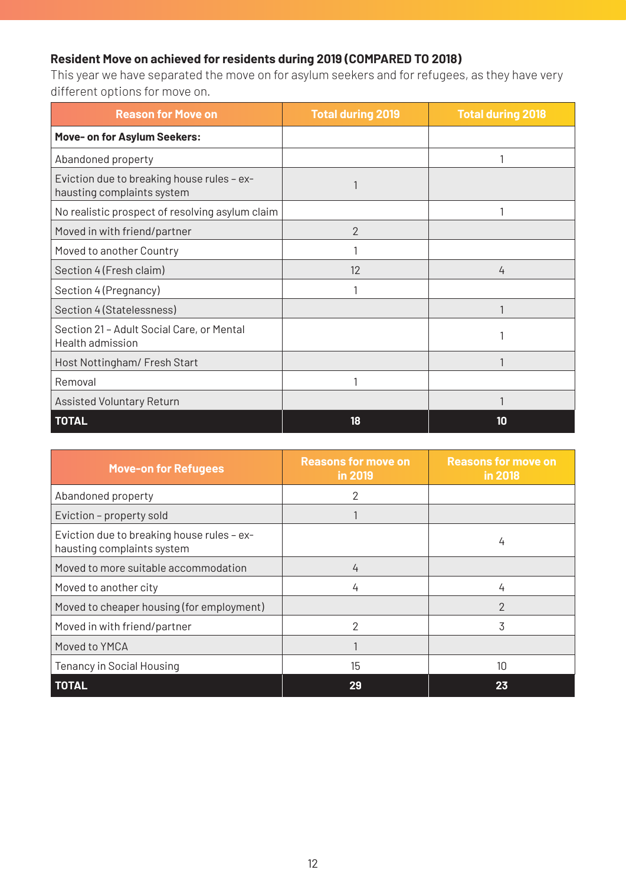**Resident Move on achieved for residents during 2019 (COMPARED TO 2018)**

This year we have separated the move on for asylum seekers and for refugees, as they have very different options for move on.

| Reason for Move on | Total during 2019 | Total during 2018 |
|---|---|---|
| **Move- on for Asylum Seekers:** | | |
| Abandoned property | | 1 |
| Eviction due to breaking house rules – exhausting complaints system | 1 | |
| No realistic prospect of resolving asylum claim | | 1 |
| Moved in with friend/partner | 2 | |
| Moved to another Country | 1 | |
| Section 4 (Fresh claim) | 12 | 4 |
| Section 4 (Pregnancy) | 1 | |
| Section 4 (Statelessness) | | 1 |
| Section 21 – Adult Social Care, or Mental Health admission | | 1 |
| Host Nottingham/ Fresh Start | | 1 |
| Removal | 1 | |
| Assisted Voluntary Return | | 1 |
| **TOTAL** | **18** | **10** |

| Move-on for Refugees | Reasons for move on in 2019 | Reasons for move on in 2018 |
|---|---|---|
| Abandoned property | 2 | |
| Eviction – property sold | 1 | |
| Eviction due to breaking house rules – exhausting complaints system | | 4 |
| Moved to more suitable accommodation | 4 | |
| Moved to another city | 4 | 4 |
| Moved to cheaper housing (for employment) | | 2 |
| Moved in with friend/partner | 2 | 3 |
| Moved to YMCA | 1 | |
| Tenancy in Social Housing | 15 | 10 |
| **TOTAL** | **29** | **23** |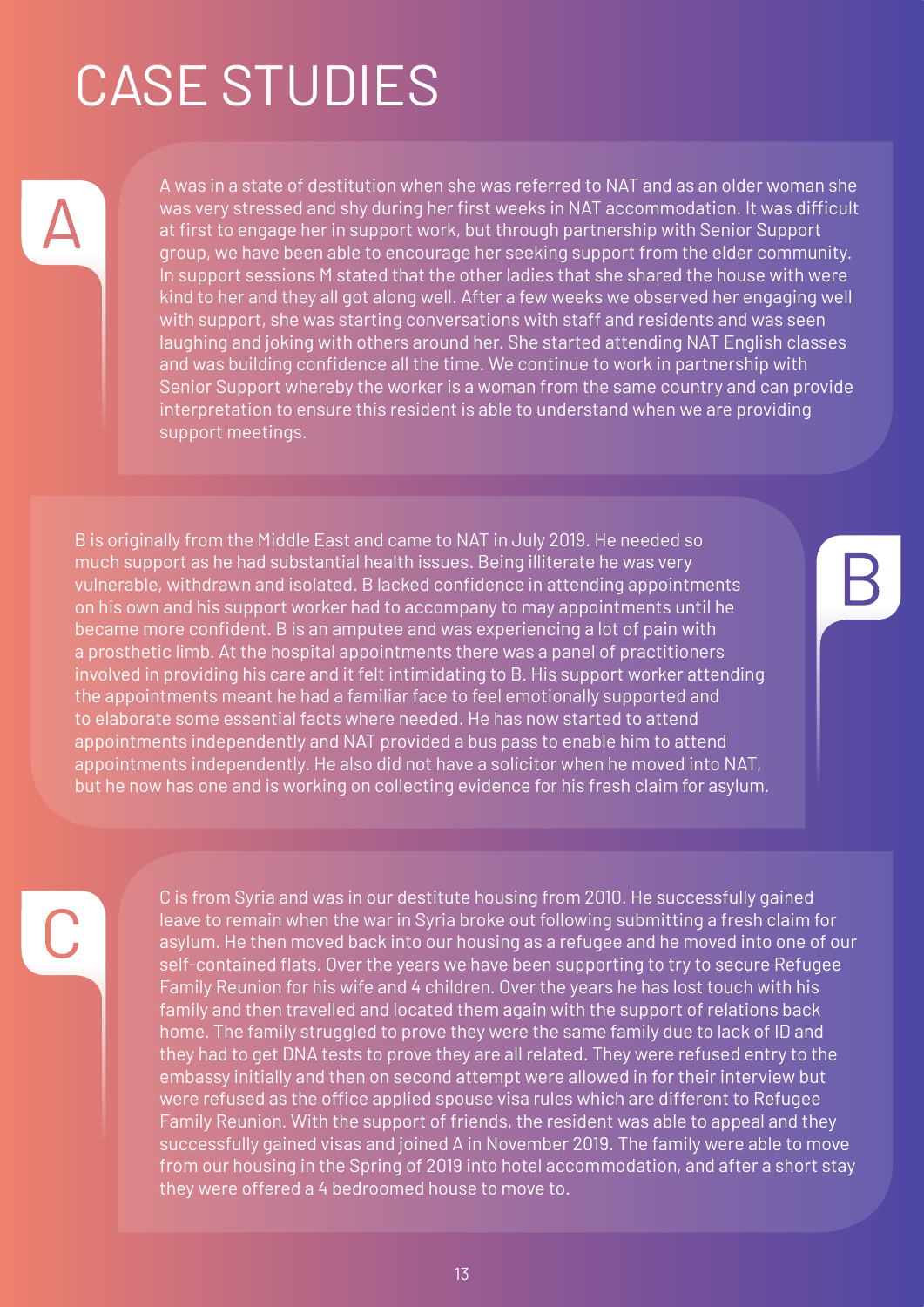# CASE STUDIES

## A

A was in a state of destitution when she was referred to NAT and as an older woman she was very stressed and shy during her first weeks in NAT accommodation. It was difficult at first to engage her in support work, but through partnership with Senior Support group, we have been able to encourage her seeking support from the elder community. In support sessions M stated that the other ladies that she shared the house with were kind to her and they all got along well. After a few weeks we observed her engaging well with support, she was starting conversations with staff and residents and was seen laughing and joking with others around her. She started attending NAT English classes and was building confidence all the time. We continue to work in partnership with Senior Support whereby the worker is a woman from the same country and can provide interpretation to ensure this resident is able to understand when we are providing support meetings.

## B

B is originally from the Middle East and came to NAT in July 2019. He needed so much support as he had substantial health issues. Being illiterate he was very vulnerable, withdrawn and isolated. B lacked confidence in attending appointments on his own and his support worker had to accompany to may appointments until he became more confident. B is an amputee and was experiencing a lot of pain with a prosthetic limb. At the hospital appointments there was a panel of practitioners involved in providing his care and it felt intimidating to B. His support worker attending the appointments meant he had a familiar face to feel emotionally supported and to elaborate some essential facts where needed. He has now started to attend appointments independently and NAT provided a bus pass to enable him to attend appointments independently. He also did not have a solicitor when he moved into NAT, but he now has one and is working on collecting evidence for his fresh claim for asylum.

## C

C is from Syria and was in our destitute housing from 2010. He successfully gained leave to remain when the war in Syria broke out following submitting a fresh claim for asylum. He then moved back into our housing as a refugee and he moved into one of our self-contained flats. Over the years we have been supporting to try to secure Refugee Family Reunion for his wife and 4 children. Over the years he has lost touch with his family and then travelled and located them again with the support of relations back home. The family struggled to prove they were the same family due to lack of ID and they had to get DNA tests to prove they are all related. They were refused entry to the embassy initially and then on second attempt were allowed in for their interview but were refused as the office applied spouse visa rules which are different to Refugee Family Reunion. With the support of friends, the resident was able to appeal and they successfully gained visas and joined A in November 2019. The family were able to move from our housing in the Spring of 2019 into hotel accommodation, and after a short stay they were offered a 4 bedroomed house to move to.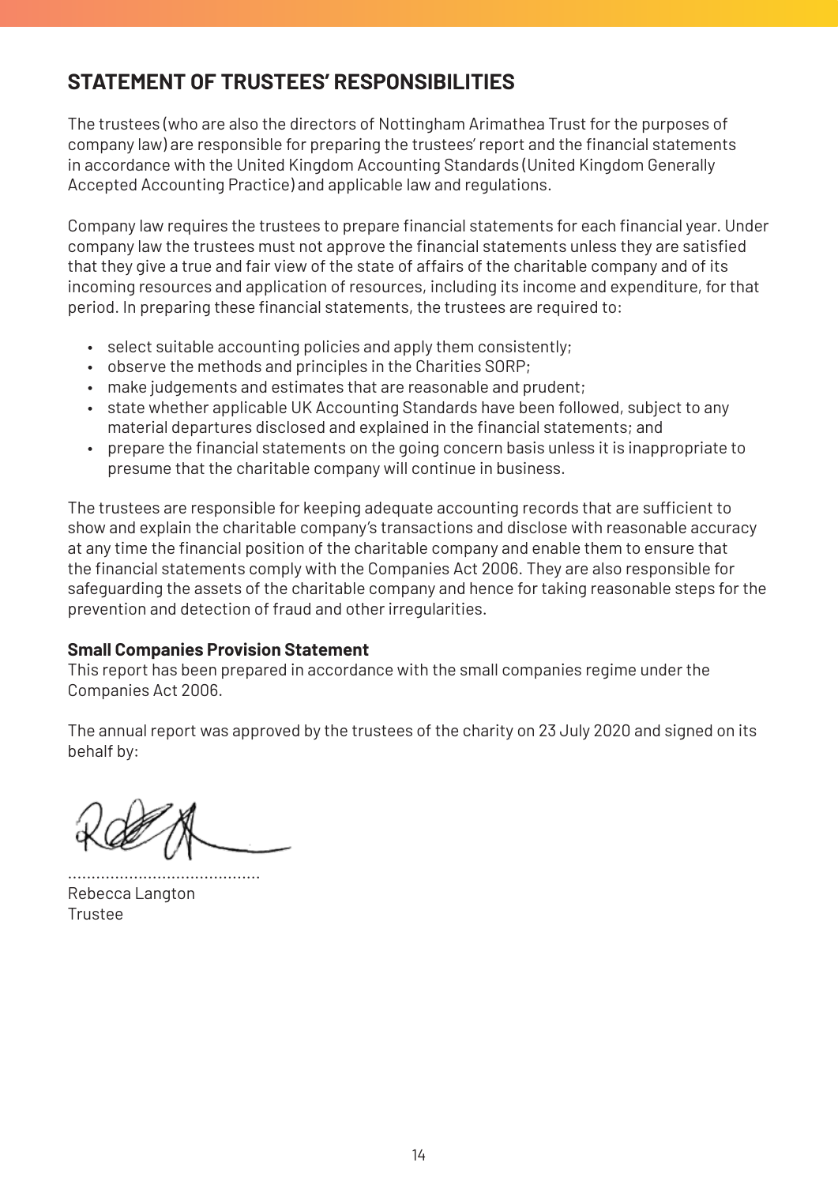## STATEMENT OF TRUSTEES' RESPONSIBILITIES

The trustees (who are also the directors of Nottingham Arimathea Trust for the purposes of company law) are responsible for preparing the trustees' report and the financial statements in accordance with the United Kingdom Accounting Standards (United Kingdom Generally Accepted Accounting Practice) and applicable law and regulations.

Company law requires the trustees to prepare financial statements for each financial year. Under company law the trustees must not approve the financial statements unless they are satisfied that they give a true and fair view of the state of affairs of the charitable company and of its incoming resources and application of resources, including its income and expenditure, for that period. In preparing these financial statements, the trustees are required to:

- select suitable accounting policies and apply them consistently;
- observe the methods and principles in the Charities SORP;
- make judgements and estimates that are reasonable and prudent;
- state whether applicable UK Accounting Standards have been followed, subject to any material departures disclosed and explained in the financial statements; and
- prepare the financial statements on the going concern basis unless it is inappropriate to presume that the charitable company will continue in business.

The trustees are responsible for keeping adequate accounting records that are sufficient to show and explain the charitable company's transactions and disclose with reasonable accuracy at any time the financial position of the charitable company and enable them to ensure that the financial statements comply with the Companies Act 2006. They are also responsible for safeguarding the assets of the charitable company and hence for taking reasonable steps for the prevention and detection of fraud and other irregularities.

**Small Companies Provision Statement**
This report has been prepared in accordance with the small companies regime under the Companies Act 2006.

The annual report was approved by the trustees of the charity on 23 July 2020 and signed on its behalf by:

.........................................
Rebecca Langton
Trustee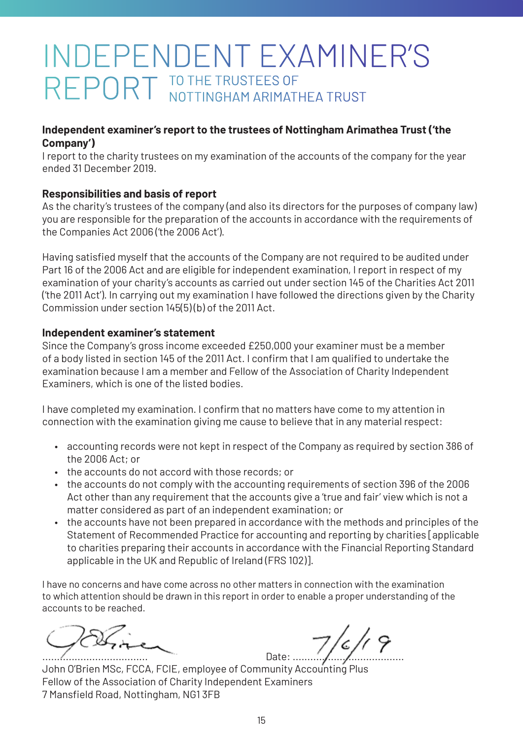# INDEPENDENT EXAMINER'S REPORT TO THE TRUSTEES OF NOTTINGHAM ARIMATHEA TRUST

**Independent examiner's report to the trustees of Nottingham Arimathea Trust ('the Company')**

I report to the charity trustees on my examination of the accounts of the company for the year ended 31 December 2019.

**Responsibilities and basis of report**

As the charity's trustees of the company (and also its directors for the purposes of company law) you are responsible for the preparation of the accounts in accordance with the requirements of the Companies Act 2006 ('the 2006 Act').

Having satisfied myself that the accounts of the Company are not required to be audited under Part 16 of the 2006 Act and are eligible for independent examination, I report in respect of my examination of your charity's accounts as carried out under section 145 of the Charities Act 2011 ('the 2011 Act'). In carrying out my examination I have followed the directions given by the Charity Commission under section 145(5)(b) of the 2011 Act.

**Independent examiner's statement**

Since the Company's gross income exceeded £250,000 your examiner must be a member of a body listed in section 145 of the 2011 Act. I confirm that I am qualified to undertake the examination because I am a member and Fellow of the Association of Charity Independent Examiners, which is one of the listed bodies.

I have completed my examination. I confirm that no matters have come to my attention in connection with the examination giving me cause to believe that in any material respect:

- accounting records were not kept in respect of the Company as required by section 386 of the 2006 Act; or
- the accounts do not accord with those records; or
- the accounts do not comply with the accounting requirements of section 396 of the 2006 Act other than any requirement that the accounts give a 'true and fair' view which is not a matter considered as part of an independent examination; or
- the accounts have not been prepared in accordance with the methods and principles of the Statement of Recommended Practice for accounting and reporting by charities [applicable to charities preparing their accounts in accordance with the Financial Reporting Standard applicable in the UK and Republic of Ireland (FRS 102)].

I have no concerns and have come across no other matters in connection with the examination to which attention should be drawn in this report in order to enable a proper understanding of the accounts to be reached.

.................................... Date: 7/6/19

John O'Brien MSc, FCCA, FCIE, employee of Community Accounting Plus
Fellow of the Association of Charity Independent Examiners
7 Mansfield Road, Nottingham, NG1 3FB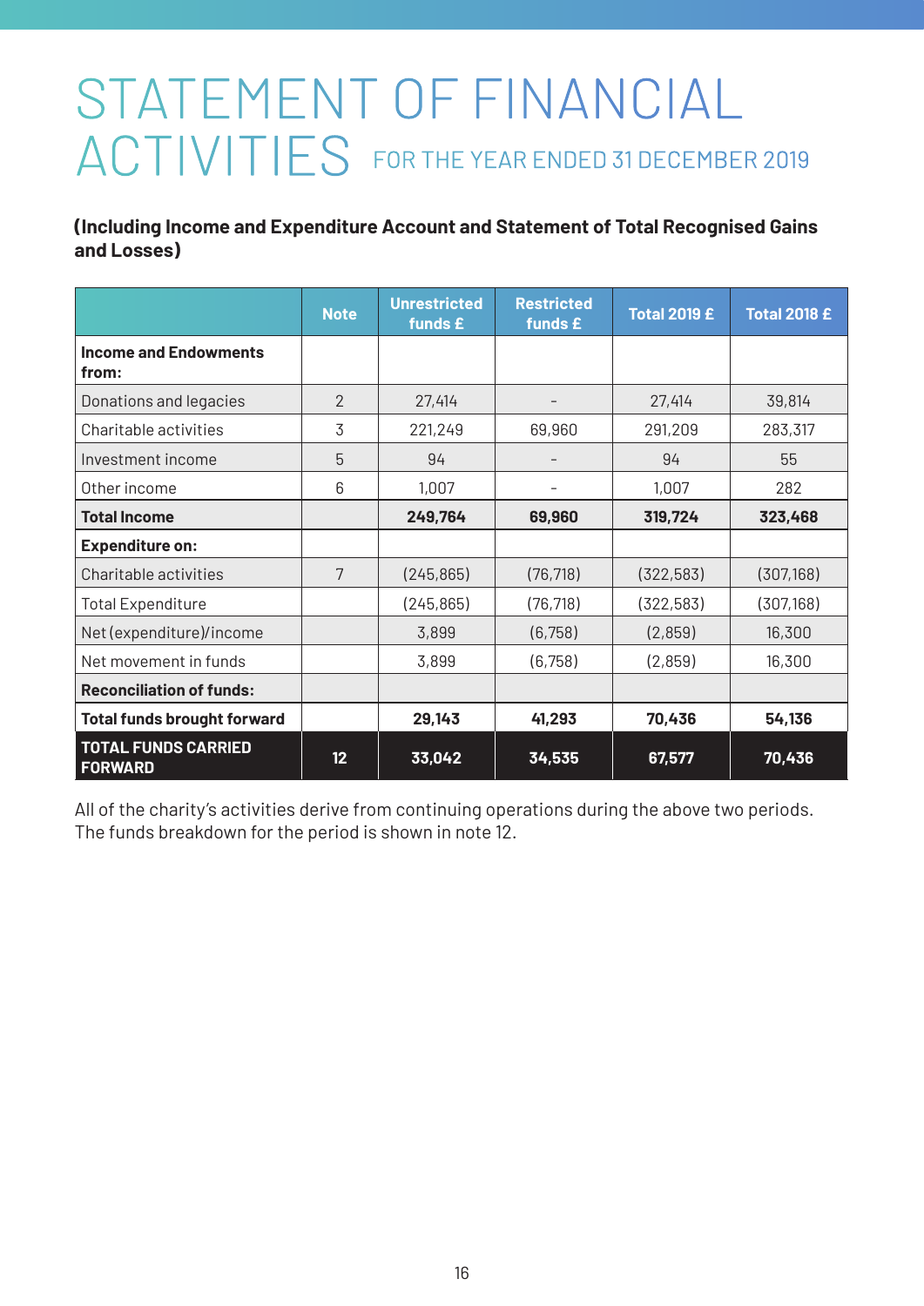# STATEMENT OF FINANCIAL ACTIVITIES FOR THE YEAR ENDED 31 DECEMBER 2019

**(Including Income and Expenditure Account and Statement of Total Recognised Gains and Losses)**

| | Note | Unrestricted funds £ | Restricted funds £ | Total 2019 £ | Total 2018 £ |
|---|---|---|---|---|---|
| **Income and Endowments from:** | | | | | |
| Donations and legacies | 2 | 27,414 | - | 27,414 | 39,814 |
| Charitable activities | 3 | 221,249 | 69,960 | 291,209 | 283,317 |
| Investment income | 5 | 94 | - | 94 | 55 |
| Other income | 6 | 1,007 | - | 1,007 | 282 |
| **Total Income** | | **249,764** | **69,960** | **319,724** | **323,468** |
| **Expenditure on:** | | | | | |
| Charitable activities | 7 | (245,865) | (76,718) | (322,583) | (307,168) |
| Total Expenditure | | (245,865) | (76,718) | (322,583) | (307,168) |
| Net (expenditure)/income | | 3,899 | (6,758) | (2,859) | 16,300 |
| Net movement in funds | | 3,899 | (6,758) | (2,859) | 16,300 |
| **Reconciliation of funds:** | | | | | |
| **Total funds brought forward** | | **29,143** | **41,293** | **70,436** | **54,136** |
| **TOTAL FUNDS CARRIED FORWARD** | **12** | **33,042** | **34,535** | **67,577** | **70,436** |

All of the charity's activities derive from continuing operations during the above two periods. The funds breakdown for the period is shown in note 12.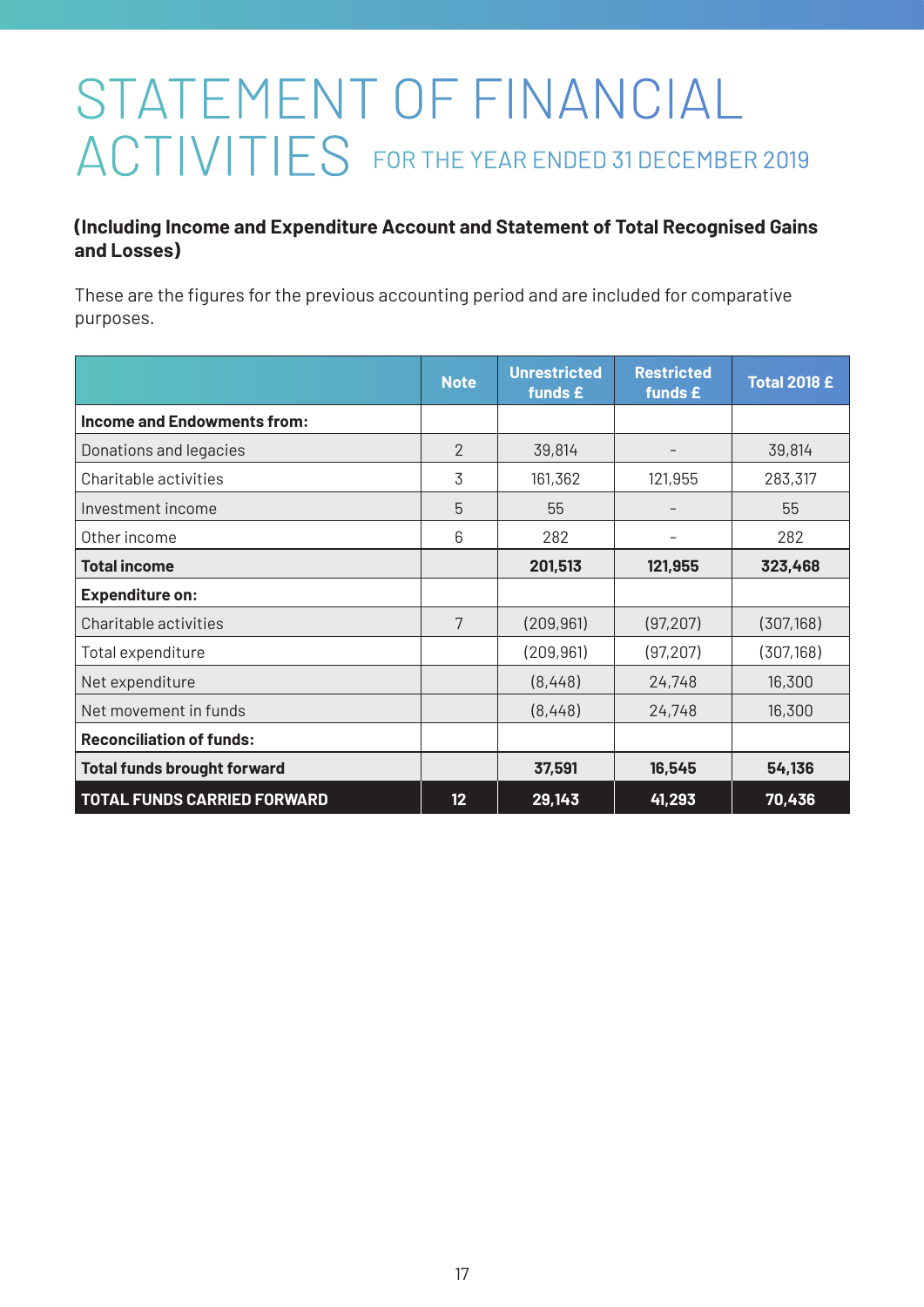# STATEMENT OF FINANCIAL ACTIVITIES FOR THE YEAR ENDED 31 DECEMBER 2019

**(Including Income and Expenditure Account and Statement of Total Recognised Gains and Losses)**

These are the figures for the previous accounting period and are included for comparative purposes.

| | Note | Unrestricted funds £ | Restricted funds £ | Total 2018 £ |
|---|---|---|---|---|
| **Income and Endowments from:** | | | | |
| Donations and legacies | 2 | 39,814 | - | 39,814 |
| Charitable activities | 3 | 161,362 | 121,955 | 283,317 |
| Investment income | 5 | 55 | - | 55 |
| Other income | 6 | 282 | - | 282 |
| **Total income** | | **201,513** | **121,955** | **323,468** |
| **Expenditure on:** | | | | |
| Charitable activities | 7 | (209,961) | (97,207) | (307,168) |
| Total expenditure | | (209,961) | (97,207) | (307,168) |
| Net expenditure | | (8,448) | 24,748 | 16,300 |
| Net movement in funds | | (8,448) | 24,748 | 16,300 |
| **Reconciliation of funds:** | | | | |
| **Total funds brought forward** | | **37,591** | **16,545** | **54,136** |
| **TOTAL FUNDS CARRIED FORWARD** | **12** | **29,143** | **41,293** | **70,436** |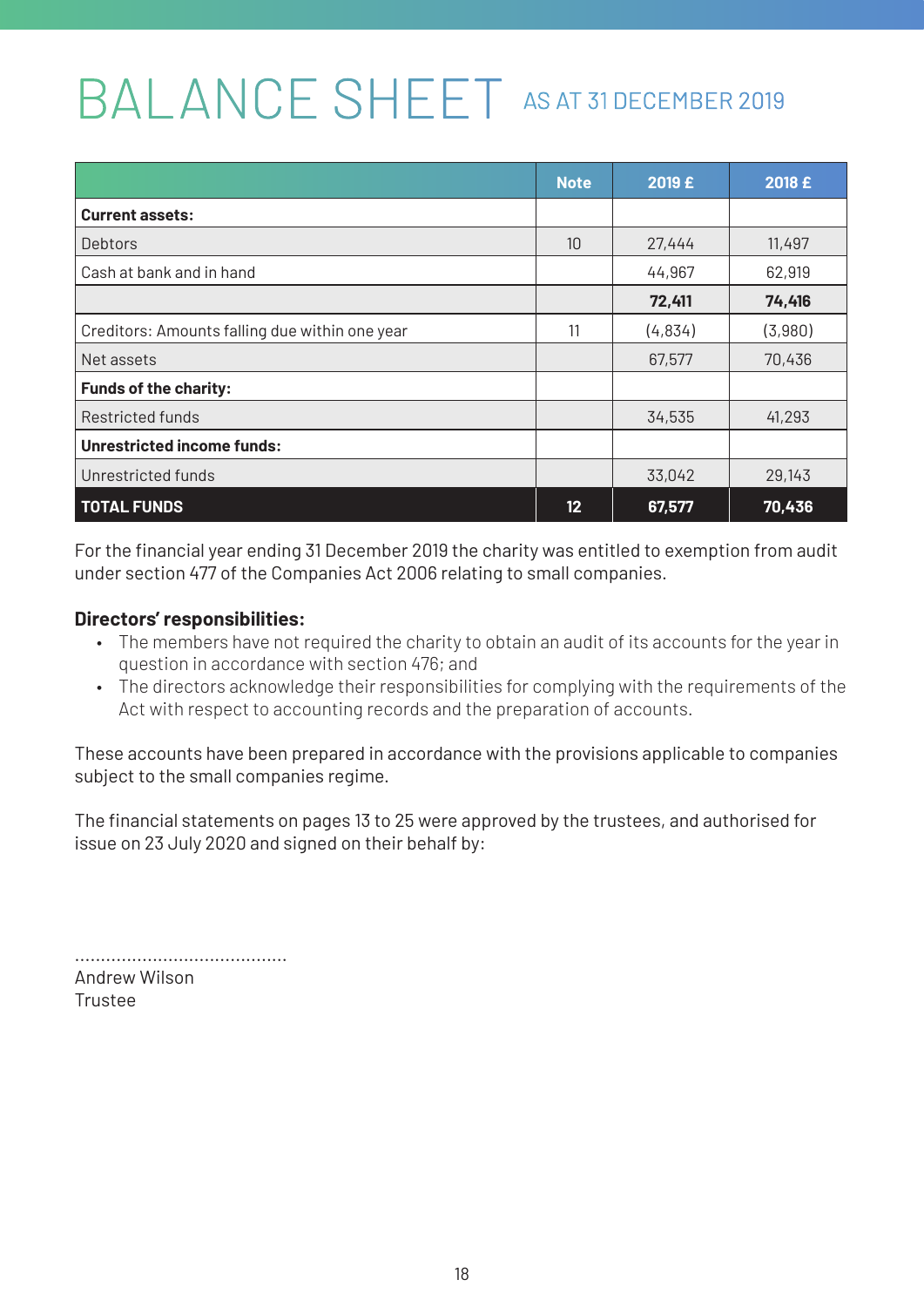# BALANCE SHEET AS AT 31 DECEMBER 2019

| | Note | 2019 £ | 2018 £ |
|---|---|---|---|
| **Current assets:** | | | |
| Debtors | 10 | 27,444 | 11,497 |
| Cash at bank and in hand | | 44,967 | 62,919 |
| | | **72,411** | **74,416** |
| Creditors: Amounts falling due within one year | 11 | (4,834) | (3,980) |
| Net assets | | 67,577 | 70,436 |
| **Funds of the charity:** | | | |
| Restricted funds | | 34,535 | 41,293 |
| **Unrestricted income funds:** | | | |
| Unrestricted funds | | 33,042 | 29,143 |
| **TOTAL FUNDS** | **12** | **67,577** | **70,436** |

For the financial year ending 31 December 2019 the charity was entitled to exemption from audit under section 477 of the Companies Act 2006 relating to small companies.

**Directors' responsibilities:**

- The members have not required the charity to obtain an audit of its accounts for the year in question in accordance with section 476; and
- The directors acknowledge their responsibilities for complying with the requirements of the Act with respect to accounting records and the preparation of accounts.

These accounts have been prepared in accordance with the provisions applicable to companies subject to the small companies regime.

The financial statements on pages 13 to 25 were approved by the trustees, and authorised for issue on 23 July 2020 and signed on their behalf by:

.........................................

Andrew Wilson

Trustee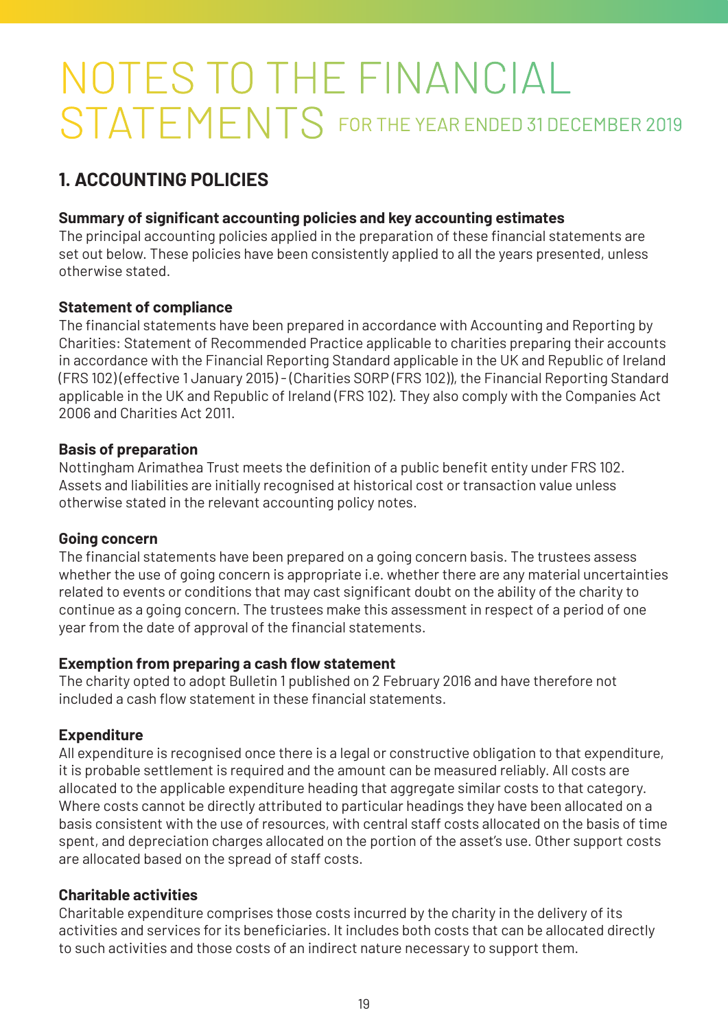# NOTES TO THE FINANCIAL STATEMENTS FOR THE YEAR ENDED 31 DECEMBER 2019

## 1. ACCOUNTING POLICIES

**Summary of significant accounting policies and key accounting estimates**
The principal accounting policies applied in the preparation of these financial statements are set out below. These policies have been consistently applied to all the years presented, unless otherwise stated.

**Statement of compliance**
The financial statements have been prepared in accordance with Accounting and Reporting by Charities: Statement of Recommended Practice applicable to charities preparing their accounts in accordance with the Financial Reporting Standard applicable in the UK and Republic of Ireland (FRS 102) (effective 1 January 2015) - (Charities SORP (FRS 102)), the Financial Reporting Standard applicable in the UK and Republic of Ireland (FRS 102). They also comply with the Companies Act 2006 and Charities Act 2011.

**Basis of preparation**
Nottingham Arimathea Trust meets the definition of a public benefit entity under FRS 102. Assets and liabilities are initially recognised at historical cost or transaction value unless otherwise stated in the relevant accounting policy notes.

**Going concern**
The financial statements have been prepared on a going concern basis. The trustees assess whether the use of going concern is appropriate i.e. whether there are any material uncertainties related to events or conditions that may cast significant doubt on the ability of the charity to continue as a going concern. The trustees make this assessment in respect of a period of one year from the date of approval of the financial statements.

**Exemption from preparing a cash flow statement**
The charity opted to adopt Bulletin 1 published on 2 February 2016 and have therefore not included a cash flow statement in these financial statements.

**Expenditure**
All expenditure is recognised once there is a legal or constructive obligation to that expenditure, it is probable settlement is required and the amount can be measured reliably. All costs are allocated to the applicable expenditure heading that aggregate similar costs to that category. Where costs cannot be directly attributed to particular headings they have been allocated on a basis consistent with the use of resources, with central staff costs allocated on the basis of time spent, and depreciation charges allocated on the portion of the asset's use. Other support costs are allocated based on the spread of staff costs.

**Charitable activities**
Charitable expenditure comprises those costs incurred by the charity in the delivery of its activities and services for its beneficiaries. It includes both costs that can be allocated directly to such activities and those costs of an indirect nature necessary to support them.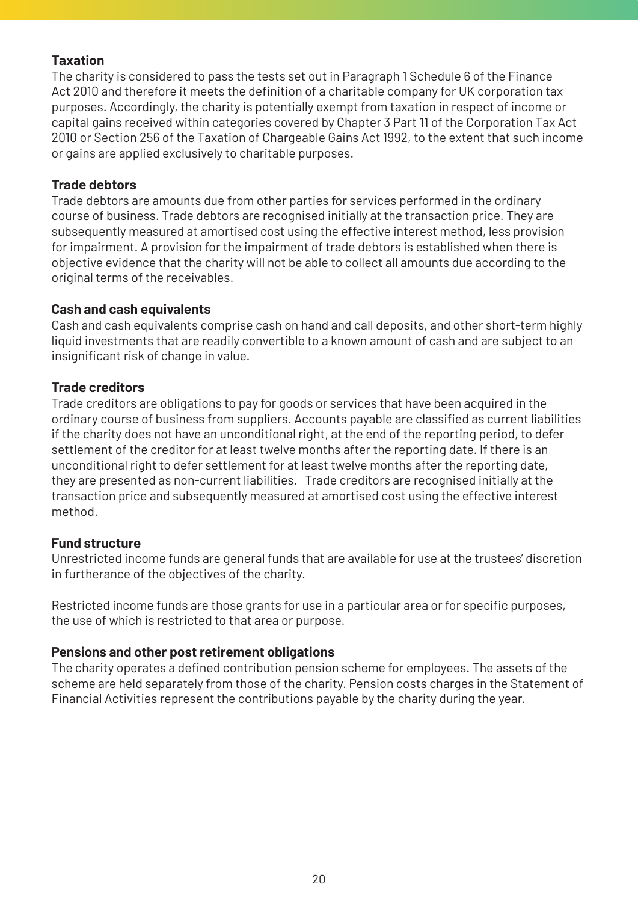**Taxation**

The charity is considered to pass the tests set out in Paragraph 1 Schedule 6 of the Finance Act 2010 and therefore it meets the definition of a charitable company for UK corporation tax purposes. Accordingly, the charity is potentially exempt from taxation in respect of income or capital gains received within categories covered by Chapter 3 Part 11 of the Corporation Tax Act 2010 or Section 256 of the Taxation of Chargeable Gains Act 1992, to the extent that such income or gains are applied exclusively to charitable purposes.

**Trade debtors**

Trade debtors are amounts due from other parties for services performed in the ordinary course of business. Trade debtors are recognised initially at the transaction price. They are subsequently measured at amortised cost using the effective interest method, less provision for impairment. A provision for the impairment of trade debtors is established when there is objective evidence that the charity will not be able to collect all amounts due according to the original terms of the receivables.

**Cash and cash equivalents**

Cash and cash equivalents comprise cash on hand and call deposits, and other short-term highly liquid investments that are readily convertible to a known amount of cash and are subject to an insignificant risk of change in value.

**Trade creditors**

Trade creditors are obligations to pay for goods or services that have been acquired in the ordinary course of business from suppliers. Accounts payable are classified as current liabilities if the charity does not have an unconditional right, at the end of the reporting period, to defer settlement of the creditor for at least twelve months after the reporting date. If there is an unconditional right to defer settlement for at least twelve months after the reporting date, they are presented as non-current liabilities. Trade creditors are recognised initially at the transaction price and subsequently measured at amortised cost using the effective interest method.

**Fund structure**

Unrestricted income funds are general funds that are available for use at the trustees' discretion in furtherance of the objectives of the charity.

Restricted income funds are those grants for use in a particular area or for specific purposes, the use of which is restricted to that area or purpose.

**Pensions and other post retirement obligations**

The charity operates a defined contribution pension scheme for employees. The assets of the scheme are held separately from those of the charity. Pension costs charges in the Statement of Financial Activities represent the contributions payable by the charity during the year.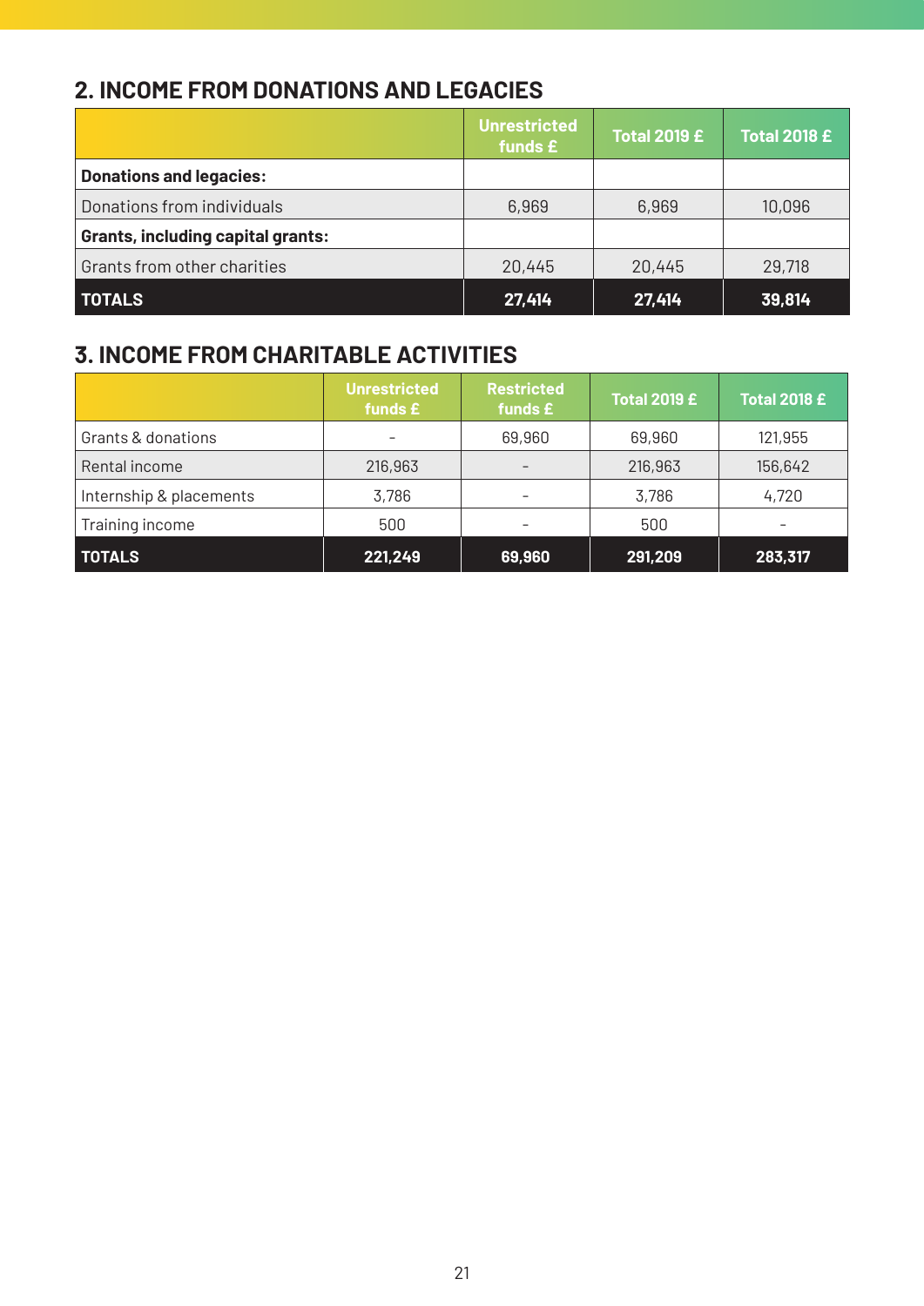## 2. INCOME FROM DONATIONS AND LEGACIES

| | Unrestricted funds £ | Total 2019 £ | Total 2018 £ |
|---|---|---|---|
| **Donations and legacies:** | | | |
| Donations from individuals | 6,969 | 6,969 | 10,096 |
| **Grants, including capital grants:** | | | |
| Grants from other charities | 20,445 | 20,445 | 29,718 |
| **TOTALS** | **27,414** | **27,414** | **39,814** |

## 3. INCOME FROM CHARITABLE ACTIVITIES

| | Unrestricted funds £ | Restricted funds £ | Total 2019 £ | Total 2018 £ |
|---|---|---|---|---|
| Grants & donations | - | 69,960 | 69,960 | 121,955 |
| Rental income | 216,963 | - | 216,963 | 156,642 |
| Internship & placements | 3,786 | - | 3,786 | 4,720 |
| Training income | 500 | - | 500 | - |
| **TOTALS** | **221,249** | **69,960** | **291,209** | **283,317** |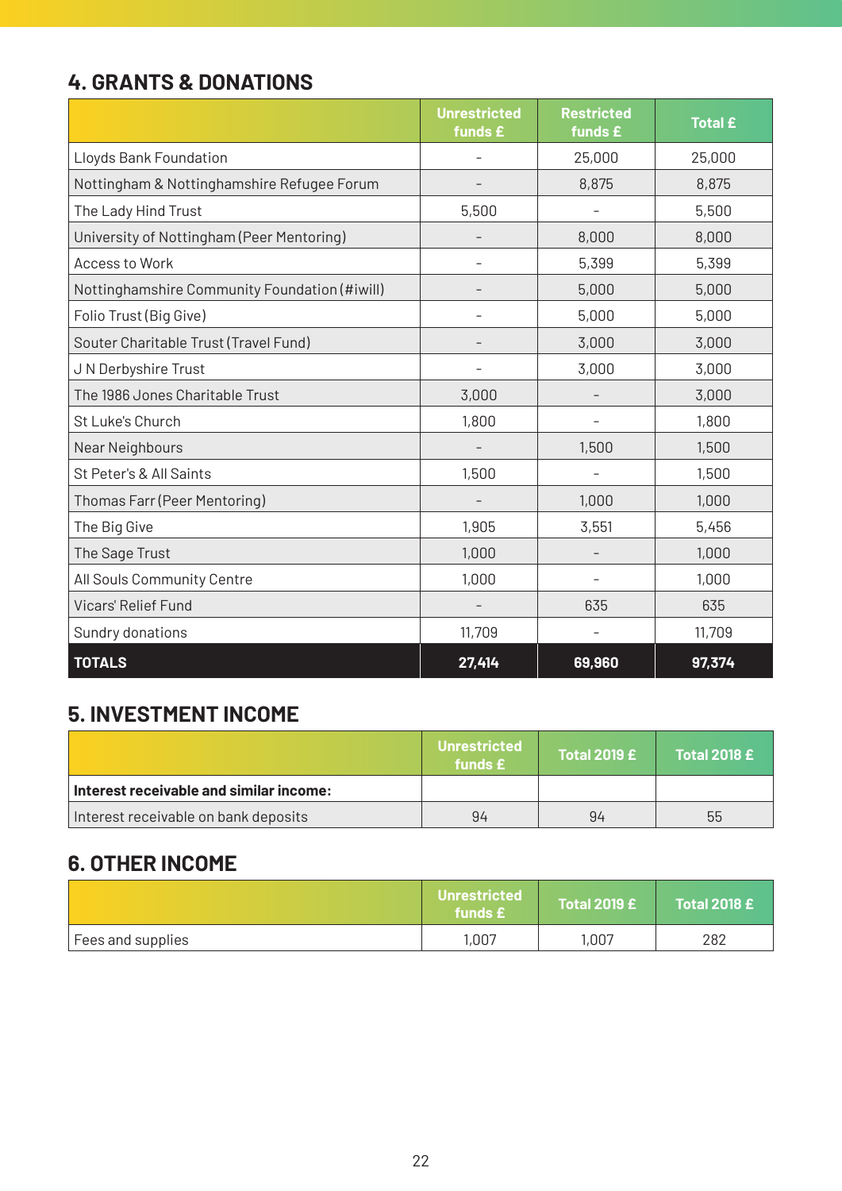## 4. GRANTS & DONATIONS

| | Unrestricted funds £ | Restricted funds £ | Total £ |
|---|---|---|---|
| Lloyds Bank Foundation | - | 25,000 | 25,000 |
| Nottingham & Nottinghamshire Refugee Forum | - | 8,875 | 8,875 |
| The Lady Hind Trust | 5,500 | - | 5,500 |
| University of Nottingham (Peer Mentoring) | - | 8,000 | 8,000 |
| Access to Work | - | 5,399 | 5,399 |
| Nottinghamshire Community Foundation (#iwill) | - | 5,000 | 5,000 |
| Folio Trust (Big Give) | - | 5,000 | 5,000 |
| Souter Charitable Trust (Travel Fund) | - | 3,000 | 3,000 |
| J N Derbyshire Trust | - | 3,000 | 3,000 |
| The 1986 Jones Charitable Trust | 3,000 | - | 3,000 |
| St Luke's Church | 1,800 | - | 1,800 |
| Near Neighbours | - | 1,500 | 1,500 |
| St Peter's & All Saints | 1,500 | - | 1,500 |
| Thomas Farr (Peer Mentoring) | - | 1,000 | 1,000 |
| The Big Give | 1,905 | 3,551 | 5,456 |
| The Sage Trust | 1,000 | - | 1,000 |
| All Souls Community Centre | 1,000 | - | 1,000 |
| Vicars' Relief Fund | - | 635 | 635 |
| Sundry donations | 11,709 | - | 11,709 |
| **TOTALS** | **27,414** | **69,960** | **97,374** |

## 5. INVESTMENT INCOME

| | Unrestricted funds £ | Total 2019 £ | Total 2018 £ |
|---|---|---|---|
| **Interest receivable and similar income:** | | | |
| Interest receivable on bank deposits | 94 | 94 | 55 |

## 6. OTHER INCOME

| | Unrestricted funds £ | Total 2019 £ | Total 2018 £ |
|---|---|---|---|
| Fees and supplies | 1,007 | 1,007 | 282 |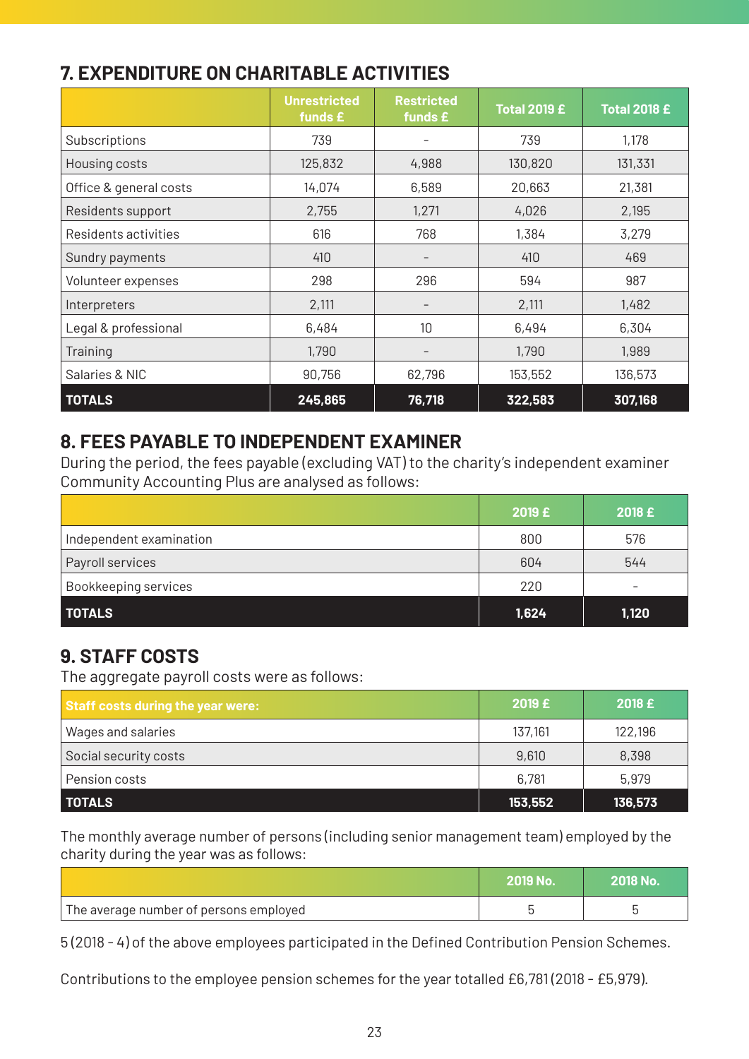## 7. EXPENDITURE ON CHARITABLE ACTIVITIES

| | Unrestricted funds £ | Restricted funds £ | Total 2019 £ | Total 2018 £ |
|---|---|---|---|---|
| Subscriptions | 739 | - | 739 | 1,178 |
| Housing costs | 125,832 | 4,988 | 130,820 | 131,331 |
| Office & general costs | 14,074 | 6,589 | 20,663 | 21,381 |
| Residents support | 2,755 | 1,271 | 4,026 | 2,195 |
| Residents activities | 616 | 768 | 1,384 | 3,279 |
| Sundry payments | 410 | - | 410 | 469 |
| Volunteer expenses | 298 | 296 | 594 | 987 |
| Interpreters | 2,111 | - | 2,111 | 1,482 |
| Legal & professional | 6,484 | 10 | 6,494 | 6,304 |
| Training | 1,790 | - | 1,790 | 1,989 |
| Salaries & NIC | 90,756 | 62,796 | 153,552 | 136,573 |
| **TOTALS** | **245,865** | **76,718** | **322,583** | **307,168** |

## 8. FEES PAYABLE TO INDEPENDENT EXAMINER

During the period, the fees payable (excluding VAT) to the charity's independent examiner Community Accounting Plus are analysed as follows:

| | 2019 £ | 2018 £ |
|---|---|---|
| Independent examination | 800 | 576 |
| Payroll services | 604 | 544 |
| Bookkeeping services | 220 | - |
| **TOTALS** | **1,624** | **1,120** |

## 9. STAFF COSTS

The aggregate payroll costs were as follows:

| Staff costs during the year were: | 2019 £ | 2018 £ |
|---|---|---|
| Wages and salaries | 137,161 | 122,196 |
| Social security costs | 9,610 | 8,398 |
| Pension costs | 6,781 | 5,979 |
| **TOTALS** | **153,552** | **136,573** |

The monthly average number of persons (including senior management team) employed by the charity during the year was as follows:

| | 2019 No. | 2018 No. |
|---|---|---|
| The average number of persons employed | 5 | 5 |

5 (2018 - 4) of the above employees participated in the Defined Contribution Pension Schemes.

Contributions to the employee pension schemes for the year totalled £6,781 (2018 - £5,979).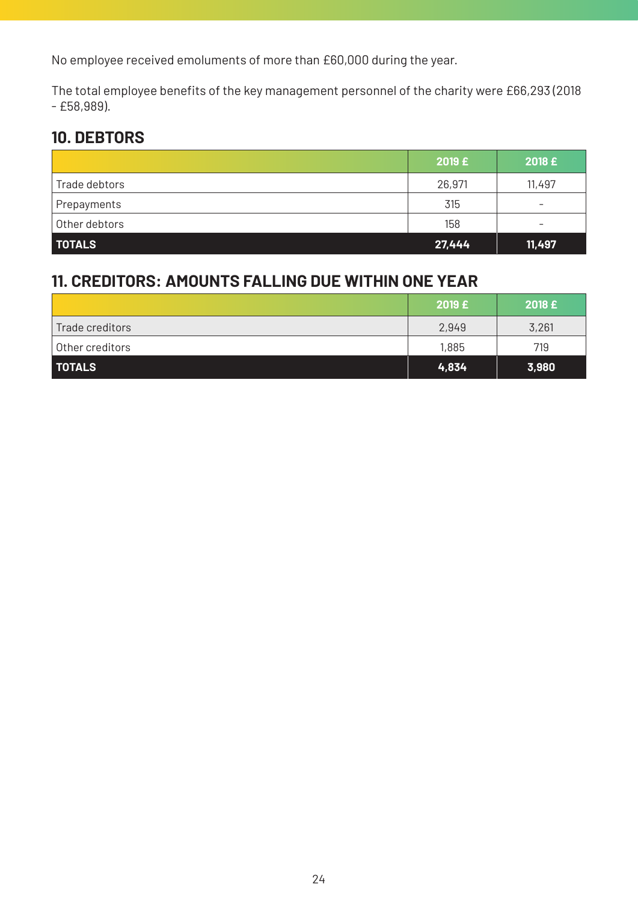No employee received emoluments of more than £60,000 during the year.

The total employee benefits of the key management personnel of the charity were £66,293 (2018 - £58,989).

## 10. DEBTORS

| | 2019 £ | 2018 £ |
|---|---|---|
| Trade debtors | 26,971 | 11,497 |
| Prepayments | 315 | - |
| Other debtors | 158 | - |
| **TOTALS** | **27,444** | **11,497** |

## 11. CREDITORS: AMOUNTS FALLING DUE WITHIN ONE YEAR

| | 2019 £ | 2018 £ |
|---|---|---|
| Trade creditors | 2,949 | 3,261 |
| Other creditors | 1,885 | 719 |
| **TOTALS** | **4,834** | **3,980** |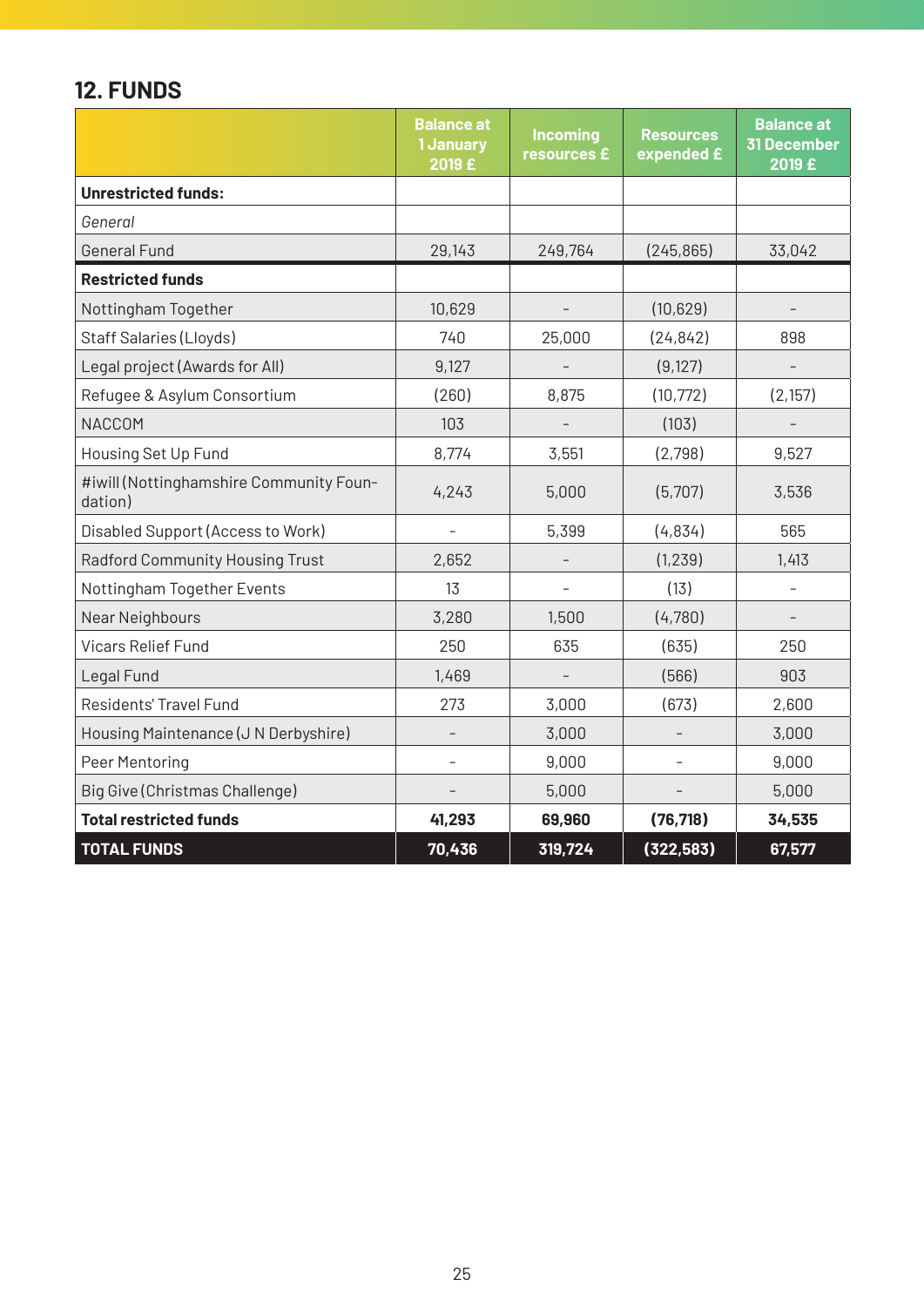## 12. FUNDS

| | Balance at 1 January 2019 £ | Incoming resources £ | Resources expended £ | Balance at 31 December 2019 £ |
|---|---|---|---|---|
| **Unrestricted funds:** | | | | |
| *General* | | | | |
| General Fund | 29,143 | 249,764 | (245,865) | 33,042 |
| **Restricted funds** | | | | |
| Nottingham Together | 10,629 | - | (10,629) | - |
| Staff Salaries (Lloyds) | 740 | 25,000 | (24,842) | 898 |
| Legal project (Awards for All) | 9,127 | - | (9,127) | - |
| Refugee & Asylum Consortium | (260) | 8,875 | (10,772) | (2,157) |
| NACCOM | 103 | - | (103) | - |
| Housing Set Up Fund | 8,774 | 3,551 | (2,798) | 9,527 |
| #iwill (Nottinghamshire Community Foundation) | 4,243 | 5,000 | (5,707) | 3,536 |
| Disabled Support (Access to Work) | - | 5,399 | (4,834) | 565 |
| Radford Community Housing Trust | 2,652 | - | (1,239) | 1,413 |
| Nottingham Together Events | 13 | - | (13) | - |
| Near Neighbours | 3,280 | 1,500 | (4,780) | - |
| Vicars Relief Fund | 250 | 635 | (635) | 250 |
| Legal Fund | 1,469 | - | (566) | 903 |
| Residents' Travel Fund | 273 | 3,000 | (673) | 2,600 |
| Housing Maintenance (J N Derbyshire) | - | 3,000 | - | 3,000 |
| Peer Mentoring | - | 9,000 | - | 9,000 |
| Big Give (Christmas Challenge) | - | 5,000 | - | 5,000 |
| **Total restricted funds** | **41,293** | **69,960** | **(76,718)** | **34,535** |
| **TOTAL FUNDS** | **70,436** | **319,724** | **(322,583)** | **67,577** |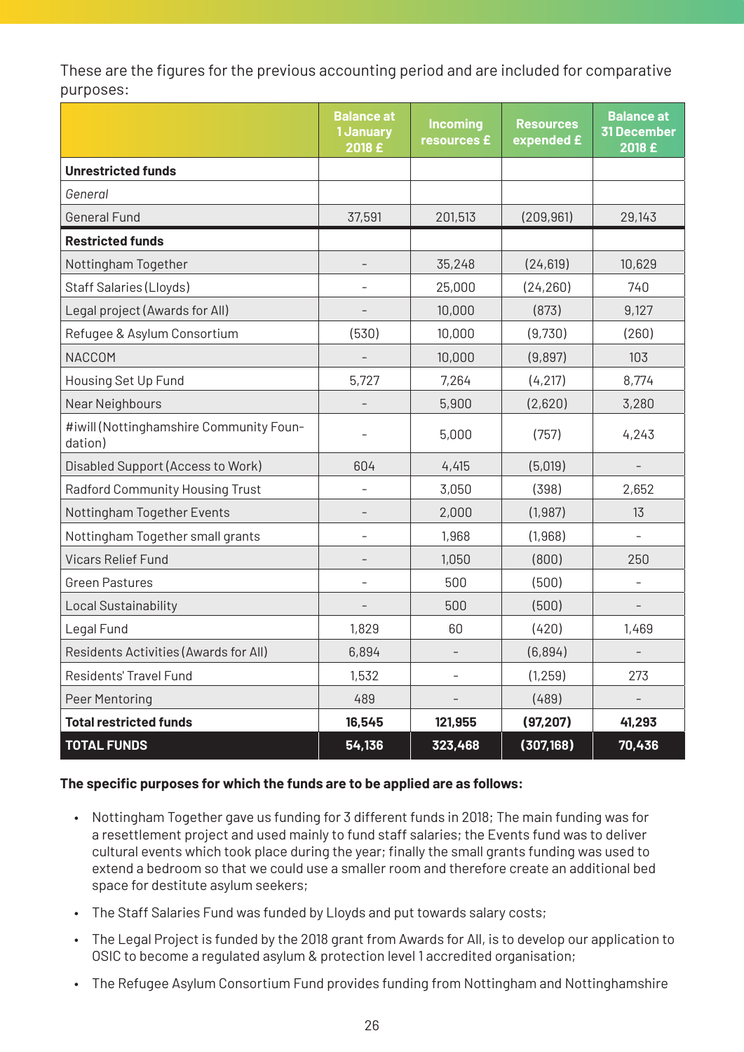These are the figures for the previous accounting period and are included for comparative purposes:

| | Balance at 1 January 2018 £ | Incoming resources £ | Resources expended £ | Balance at 31 December 2018 £ |
|---|---|---|---|---|
| **Unrestricted funds** | | | | |
| *General* | | | | |
| General Fund | 37,591 | 201,513 | (209,961) | 29,143 |
| **Restricted funds** | | | | |
| Nottingham Together | - | 35,248 | (24,619) | 10,629 |
| Staff Salaries (Lloyds) | - | 25,000 | (24,260) | 740 |
| Legal project (Awards for All) | - | 10,000 | (873) | 9,127 |
| Refugee & Asylum Consortium | (530) | 10,000 | (9,730) | (260) |
| NACCOM | - | 10,000 | (9,897) | 103 |
| Housing Set Up Fund | 5,727 | 7,264 | (4,217) | 8,774 |
| Near Neighbours | - | 5,900 | (2,620) | 3,280 |
| #iwill (Nottinghamshire Community Foundation) | - | 5,000 | (757) | 4,243 |
| Disabled Support (Access to Work) | 604 | 4,415 | (5,019) | - |
| Radford Community Housing Trust | - | 3,050 | (398) | 2,652 |
| Nottingham Together Events | - | 2,000 | (1,987) | 13 |
| Nottingham Together small grants | - | 1,968 | (1,968) | - |
| Vicars Relief Fund | - | 1,050 | (800) | 250 |
| Green Pastures | - | 500 | (500) | - |
| Local Sustainability | - | 500 | (500) | - |
| Legal Fund | 1,829 | 60 | (420) | 1,469 |
| Residents Activities (Awards for All) | 6,894 | - | (6,894) | - |
| Residents' Travel Fund | 1,532 | - | (1,259) | 273 |
| Peer Mentoring | 489 | - | (489) | - |
| **Total restricted funds** | **16,545** | **121,955** | **(97,207)** | **41,293** |
| **TOTAL FUNDS** | **54,136** | **323,468** | **(307,168)** | **70,436** |

**The specific purposes for which the funds are to be applied are as follows:**

- Nottingham Together gave us funding for 3 different funds in 2018; The main funding was for a resettlement project and used mainly to fund staff salaries; the Events fund was to deliver cultural events which took place during the year; finally the small grants funding was used to extend a bedroom so that we could use a smaller room and therefore create an additional bed space for destitute asylum seekers;
- The Staff Salaries Fund was funded by Lloyds and put towards salary costs;
- The Legal Project is funded by the 2018 grant from Awards for All, is to develop our application to OSIC to become a regulated asylum & protection level 1 accredited organisation;
- The Refugee Asylum Consortium Fund provides funding from Nottingham and Nottinghamshire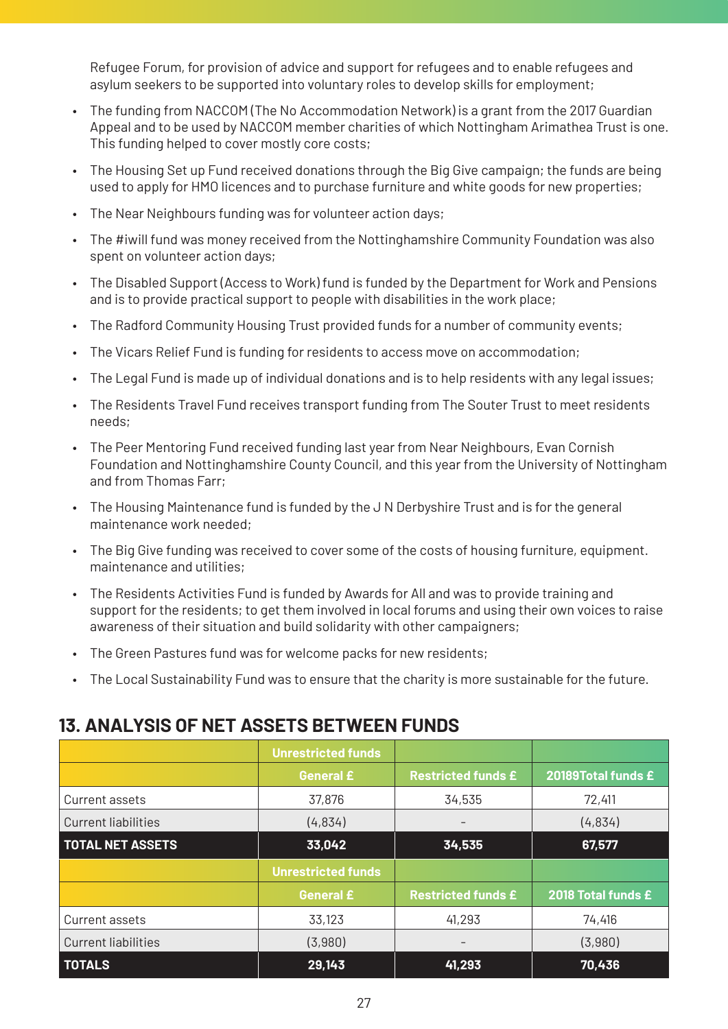Refugee Forum, for provision of advice and support for refugees and to enable refugees and asylum seekers to be supported into voluntary roles to develop skills for employment;

- The funding from NACCOM (The No Accommodation Network) is a grant from the 2017 Guardian Appeal and to be used by NACCOM member charities of which Nottingham Arimathea Trust is one. This funding helped to cover mostly core costs;
- The Housing Set up Fund received donations through the Big Give campaign; the funds are being used to apply for HMO licences and to purchase furniture and white goods for new properties;
- The Near Neighbours funding was for volunteer action days;
- The #iwill fund was money received from the Nottinghamshire Community Foundation was also spent on volunteer action days;
- The Disabled Support (Access to Work) fund is funded by the Department for Work and Pensions and is to provide practical support to people with disabilities in the work place;
- The Radford Community Housing Trust provided funds for a number of community events;
- The Vicars Relief Fund is funding for residents to access move on accommodation;
- The Legal Fund is made up of individual donations and is to help residents with any legal issues;
- The Residents Travel Fund receives transport funding from The Souter Trust to meet residents needs;
- The Peer Mentoring Fund received funding last year from Near Neighbours, Evan Cornish Foundation and Nottinghamshire County Council, and this year from the University of Nottingham and from Thomas Farr;
- The Housing Maintenance fund is funded by the J N Derbyshire Trust and is for the general maintenance work needed;
- The Big Give funding was received to cover some of the costs of housing furniture, equipment. maintenance and utilities;
- The Residents Activities Fund is funded by Awards for All and was to provide training and support for the residents; to get them involved in local forums and using their own voices to raise awareness of their situation and build solidarity with other campaigners;
- The Green Pastures fund was for welcome packs for new residents;
- The Local Sustainability Fund was to ensure that the charity is more sustainable for the future.

## 13. ANALYSIS OF NET ASSETS BETWEEN FUNDS

| | Unrestricted funds | | |
|---|---|---|---|
| | General £ | Restricted funds £ | 20189Total funds £ |
| Current assets | 37,876 | 34,535 | 72,411 |
| Current liabilities | (4,834) | - | (4,834) |
| **TOTAL NET ASSETS** | **33,042** | **34,535** | **67,577** |
| | **Unrestricted funds** | | |
| | **General £** | **Restricted funds £** | **2018 Total funds £** |
| Current assets | 33,123 | 41,293 | 74,416 |
| Current liabilities | (3,980) | - | (3,980) |
| **TOTALS** | **29,143** | **41,293** | **70,436** |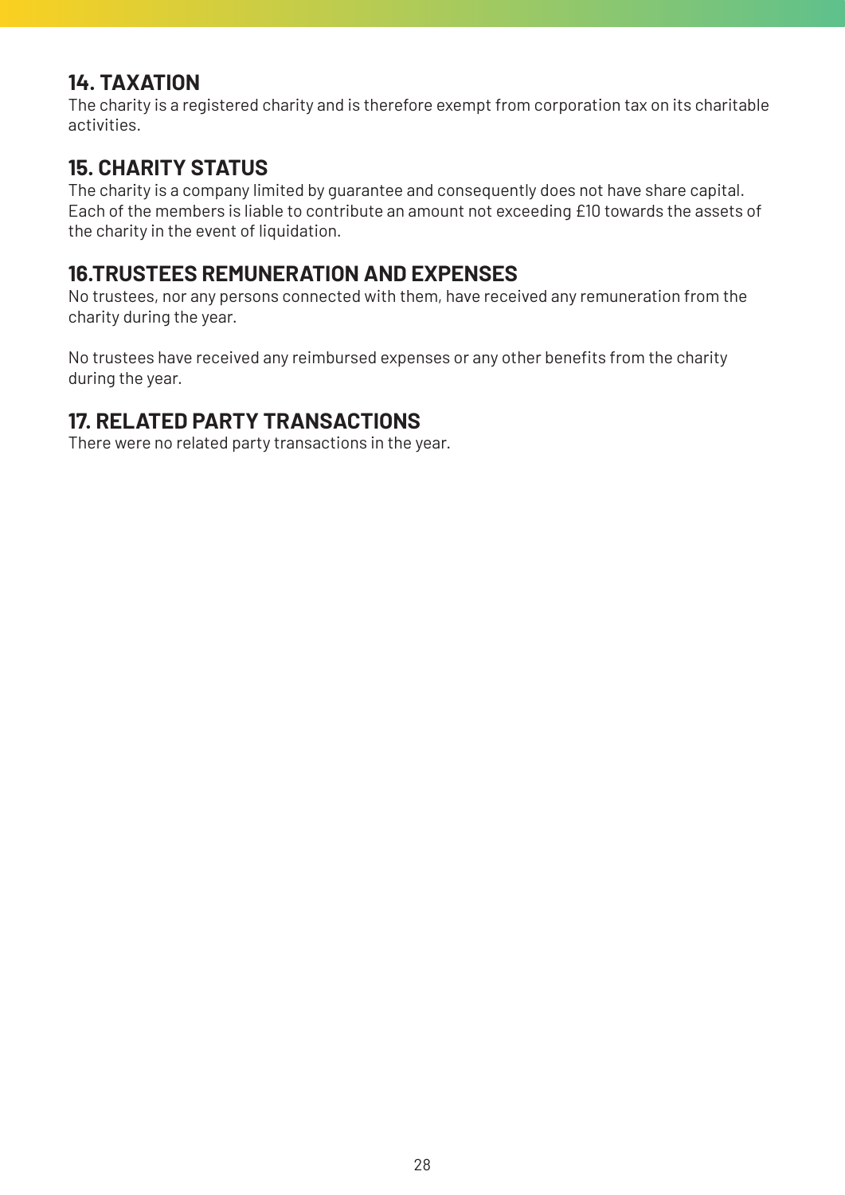## 14. TAXATION

The charity is a registered charity and is therefore exempt from corporation tax on its charitable activities.

## 15. CHARITY STATUS

The charity is a company limited by guarantee and consequently does not have share capital. Each of the members is liable to contribute an amount not exceeding £10 towards the assets of the charity in the event of liquidation.

## 16.TRUSTEES REMUNERATION AND EXPENSES

No trustees, nor any persons connected with them, have received any remuneration from the charity during the year.

No trustees have received any reimbursed expenses or any other benefits from the charity during the year.

## 17. RELATED PARTY TRANSACTIONS

There were no related party transactions in the year.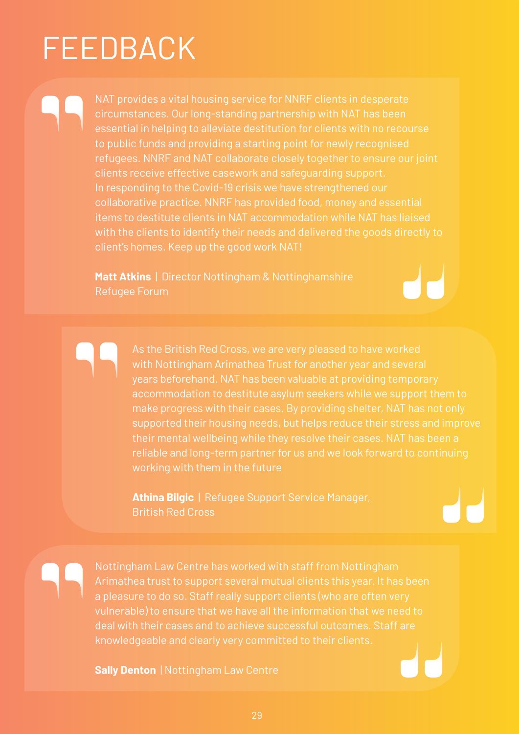# FEEDBACK

> NAT provides a vital housing service for NNRF clients in desperate circumstances. Our long-standing partnership with NAT has been essential in helping to alleviate destitution for clients with no recourse to public funds and providing a starting point for newly recognised refugees. NNRF and NAT collaborate closely together to ensure our joint clients receive effective casework and safeguarding support.
> In responding to the Covid-19 crisis we have strengthened our collaborative practice. NNRF has provided food, money and essential items to destitute clients in NAT accommodation while NAT has liaised with the clients to identify their needs and delivered the goods directly to client's homes. Keep up the good work NAT!
>
> **Matt Atkins** | Director Nottingham & Nottinghamshire Refugee Forum

> As the British Red Cross, we are very pleased to have worked with Nottingham Arimathea Trust for another year and several years beforehand. NAT has been valuable at providing temporary accommodation to destitute asylum seekers while we support them to make progress with their cases. By providing shelter, NAT has not only supported their housing needs, but helps reduce their stress and improve their mental wellbeing while they resolve their cases. NAT has been a reliable and long-term partner for us and we look forward to continuing working with them in the future
>
> **Athina Bilgic** | Refugee Support Service Manager, British Red Cross

> Nottingham Law Centre has worked with staff from Nottingham Arimathea trust to support several mutual clients this year. It has been a pleasure to do so. Staff really support clients (who are often very vulnerable) to ensure that we have all the information that we need to deal with their cases and to achieve successful outcomes. Staff are knowledgeable and clearly very committed to their clients.
>
> **Sally Denton** | Nottingham Law Centre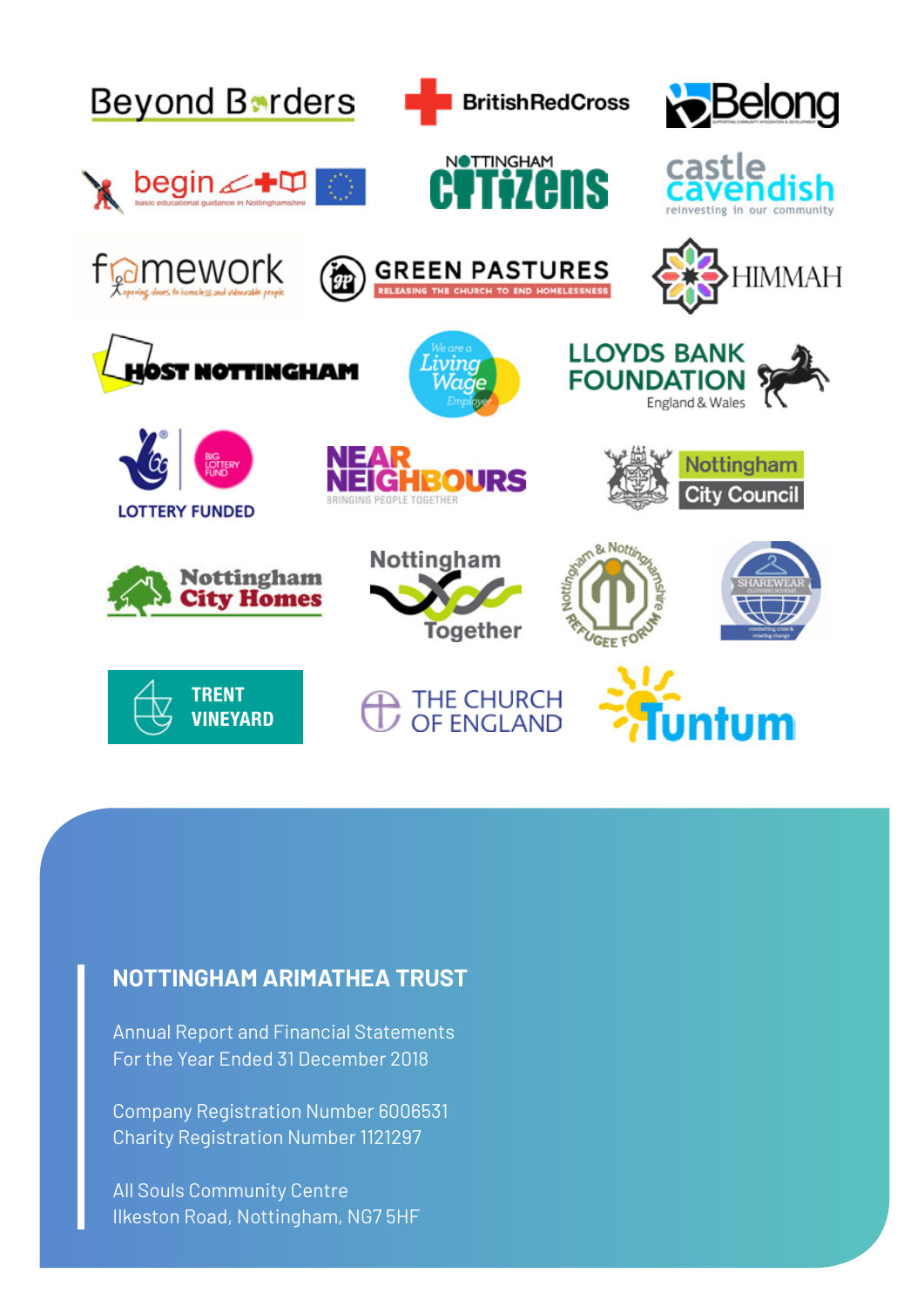## NOTTINGHAM ARIMATHEA TRUST

Annual Report and Financial Statements
For the Year Ended 31 December 2018

Company Registration Number 6006531
Charity Registration Number 1121297

All Souls Community Centre
Ilkeston Road, Nottingham, NG7 5HF